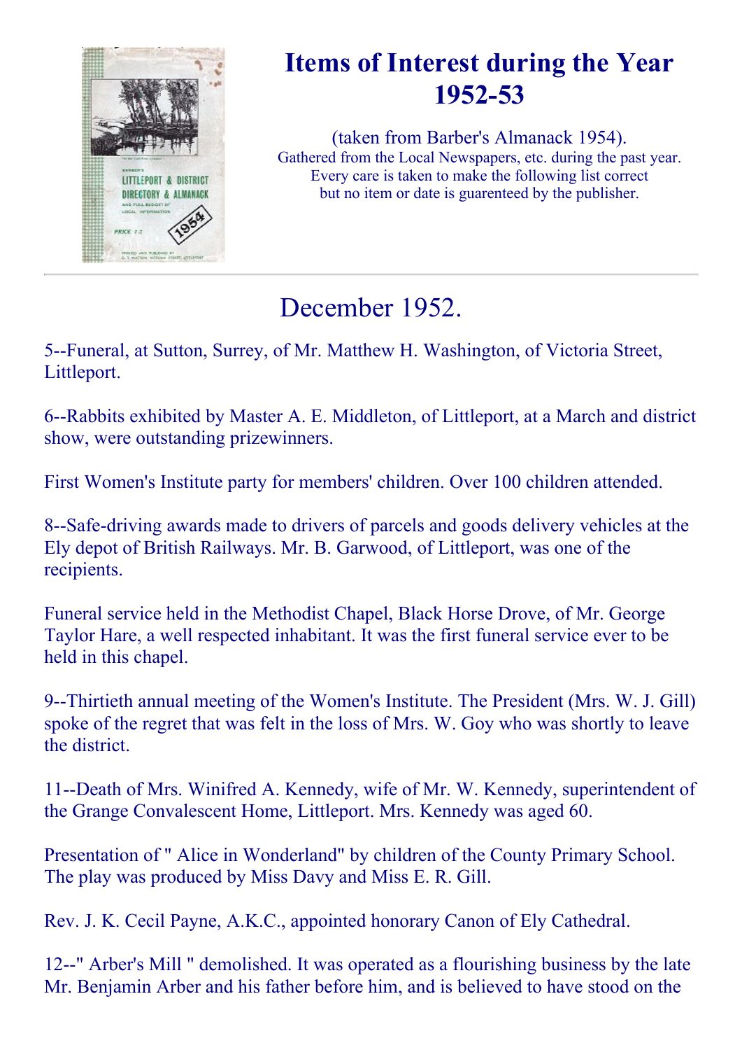# Items of Interest during the Year 1952-53

(taken from Barber's Almanack 1954).
Gathered from the Local Newspapers, etc. during the past year.
Every care is taken to make the following list correct
but no item or date is guarenteed by the publisher.

---

## December 1952.

5--Funeral, at Sutton, Surrey, of Mr. Matthew H. Washington, of Victoria Street, Littleport.

6--Rabbits exhibited by Master A. E. Middleton, of Littleport, at a March and district show, were outstanding prizewinners.

First Women's Institute party for members' children. Over 100 children attended.

8--Safe-driving awards made to drivers of parcels and goods delivery vehicles at the Ely depot of British Railways. Mr. B. Garwood, of Littleport, was one of the recipients.

Funeral service held in the Methodist Chapel, Black Horse Drove, of Mr. George Taylor Hare, a well respected inhabitant. It was the first funeral service ever to be held in this chapel.

9--Thirtieth annual meeting of the Women's Institute. The President (Mrs. W. J. Gill) spoke of the regret that was felt in the loss of Mrs. W. Goy who was shortly to leave the district.

11--Death of Mrs. Winifred A. Kennedy, wife of Mr. W. Kennedy, superintendent of the Grange Convalescent Home, Littleport. Mrs. Kennedy was aged 60.

Presentation of " Alice in Wonderland" by children of the County Primary School. The play was produced by Miss Davy and Miss E. R. Gill.

Rev. J. K. Cecil Payne, A.K.C., appointed honorary Canon of Ely Cathedral.

12--" Arber's Mill " demolished. It was operated as a flourishing business by the late Mr. Benjamin Arber and his father before him, and is believed to have stood on the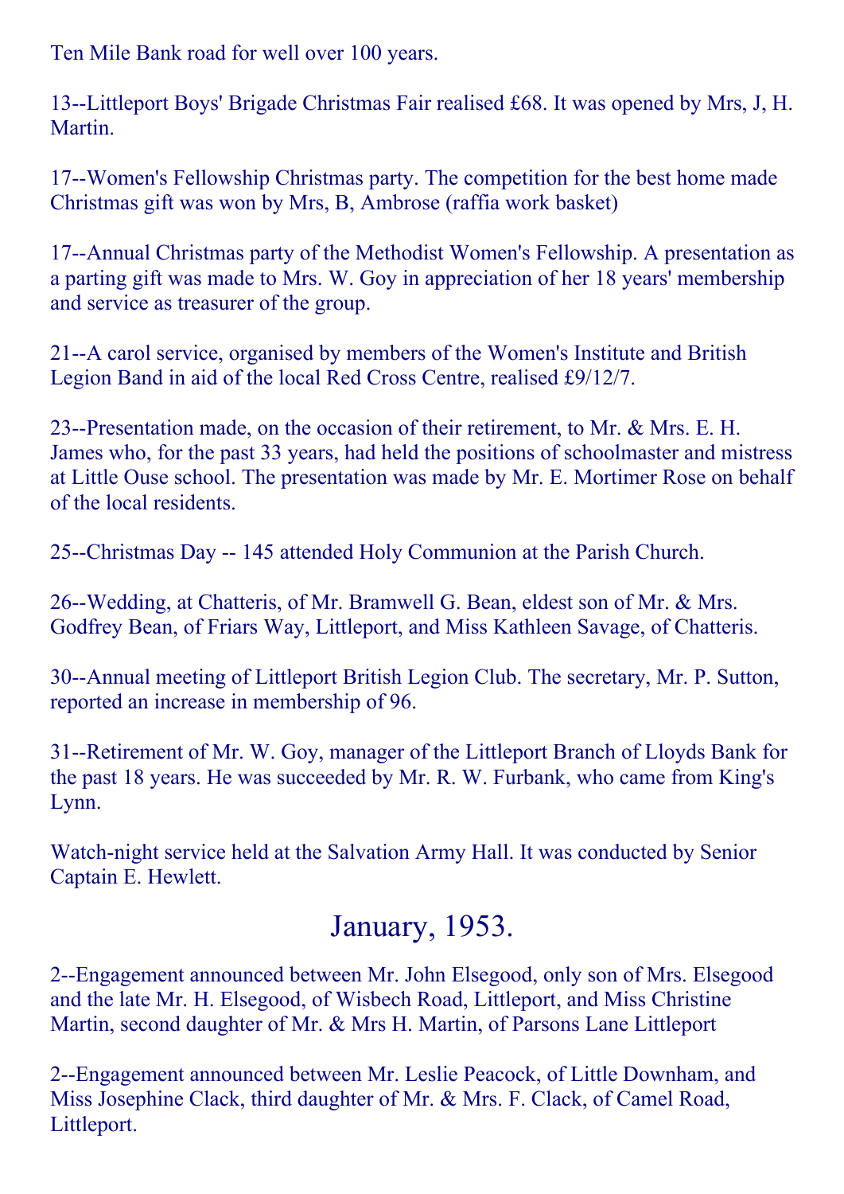Ten Mile Bank road for well over 100 years.

13--Littleport Boys' Brigade Christmas Fair realised £68. It was opened by Mrs, J, H. Martin.

17--Women's Fellowship Christmas party. The competition for the best home made Christmas gift was won by Mrs, B, Ambrose (raffia work basket)

17--Annual Christmas party of the Methodist Women's Fellowship. A presentation as a parting gift was made to Mrs. W. Goy in appreciation of her 18 years' membership and service as treasurer of the group.

21--A carol service, organised by members of the Women's Institute and British Legion Band in aid of the local Red Cross Centre, realised £9/12/7.

23--Presentation made, on the occasion of their retirement, to Mr. & Mrs. E. H. James who, for the past 33 years, had held the positions of schoolmaster and mistress at Little Ouse school. The presentation was made by Mr. E. Mortimer Rose on behalf of the local residents.

25--Christmas Day -- 145 attended Holy Communion at the Parish Church.

26--Wedding, at Chatteris, of Mr. Bramwell G. Bean, eldest son of Mr. & Mrs. Godfrey Bean, of Friars Way, Littleport, and Miss Kathleen Savage, of Chatteris.

30--Annual meeting of Littleport British Legion Club. The secretary, Mr. P. Sutton, reported an increase in membership of 96.

31--Retirement of Mr. W. Goy, manager of the Littleport Branch of Lloyds Bank for the past 18 years. He was succeeded by Mr. R. W. Furbank, who came from King's Lynn.

Watch-night service held at the Salvation Army Hall. It was conducted by Senior Captain E. Hewlett.

## January, 1953.

2--Engagement announced between Mr. John Elsegood, only son of Mrs. Elsegood and the late Mr. H. Elsegood, of Wisbech Road, Littleport, and Miss Christine Martin, second daughter of Mr. & Mrs H. Martin, of Parsons Lane Littleport

2--Engagement announced between Mr. Leslie Peacock, of Little Downham, and Miss Josephine Clack, third daughter of Mr. & Mrs. F. Clack, of Camel Road, Littleport.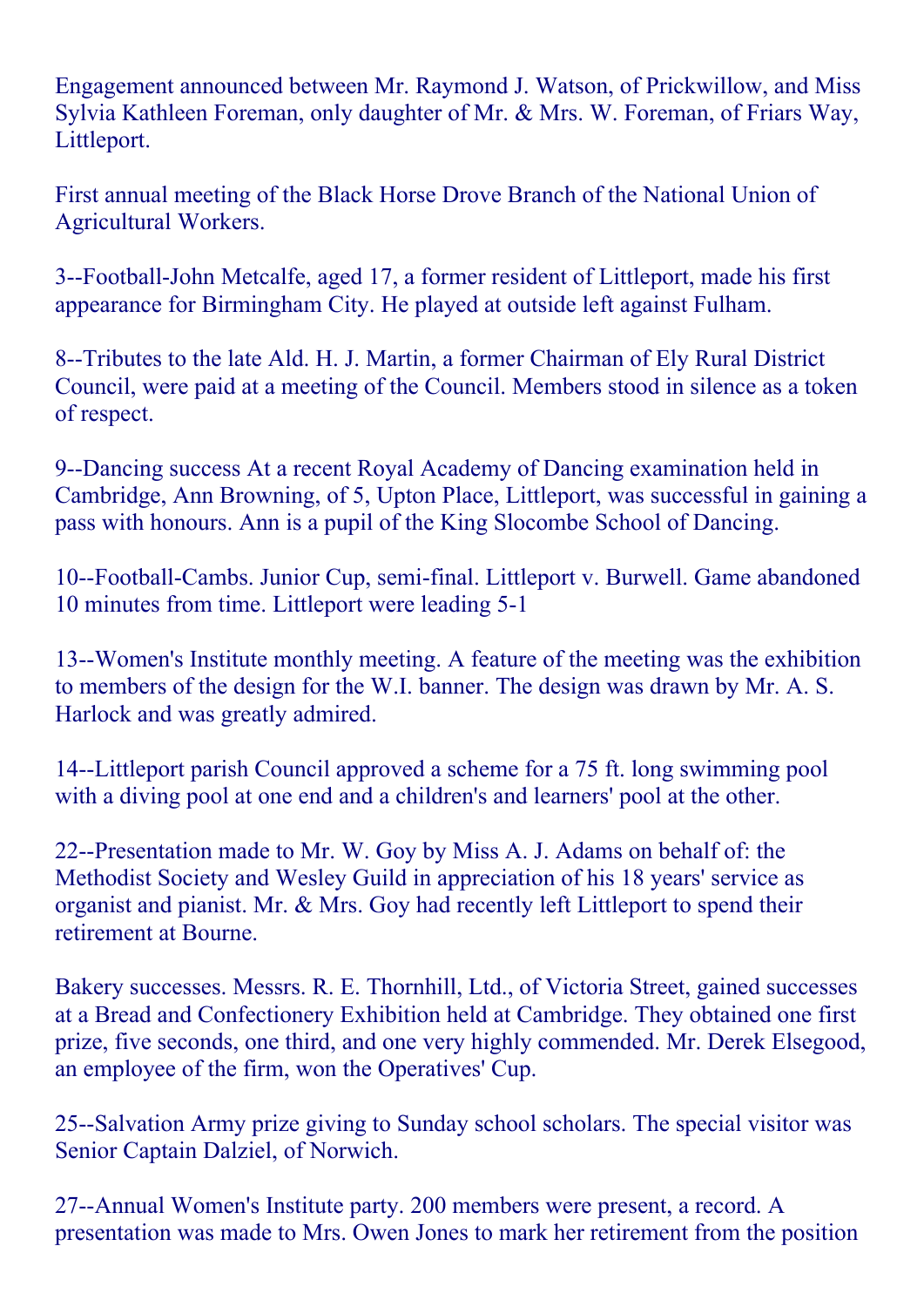Engagement announced between Mr. Raymond J. Watson, of Prickwillow, and Miss Sylvia Kathleen Foreman, only daughter of Mr. & Mrs. W. Foreman, of Friars Way, Littleport.

First annual meeting of the Black Horse Drove Branch of the National Union of Agricultural Workers.

3--Football-John Metcalfe, aged 17, a former resident of Littleport, made his first appearance for Birmingham City. He played at outside left against Fulham.

8--Tributes to the late Ald. H. J. Martin, a former Chairman of Ely Rural District Council, were paid at a meeting of the Council. Members stood in silence as a token of respect.

9--Dancing success At a recent Royal Academy of Dancing examination held in Cambridge, Ann Browning, of 5, Upton Place, Littleport, was successful in gaining a pass with honours. Ann is a pupil of the King Slocombe School of Dancing.

10--Football-Cambs. Junior Cup, semi-final. Littleport v. Burwell. Game abandoned 10 minutes from time. Littleport were leading 5-1

13--Women's Institute monthly meeting. A feature of the meeting was the exhibition to members of the design for the W.I. banner. The design was drawn by Mr. A. S. Harlock and was greatly admired.

14--Littleport parish Council approved a scheme for a 75 ft. long swimming pool with a diving pool at one end and a children's and learners' pool at the other.

22--Presentation made to Mr. W. Goy by Miss A. J. Adams on behalf of: the Methodist Society and Wesley Guild in appreciation of his 18 years' service as organist and pianist. Mr. & Mrs. Goy had recently left Littleport to spend their retirement at Bourne.

Bakery successes. Messrs. R. E. Thornhill, Ltd., of Victoria Street, gained successes at a Bread and Confectionery Exhibition held at Cambridge. They obtained one first prize, five seconds, one third, and one very highly commended. Mr. Derek Elsegood, an employee of the firm, won the Operatives' Cup.

25--Salvation Army prize giving to Sunday school scholars. The special visitor was Senior Captain Dalziel, of Norwich.

27--Annual Women's Institute party. 200 members were present, a record. A presentation was made to Mrs. Owen Jones to mark her retirement from the position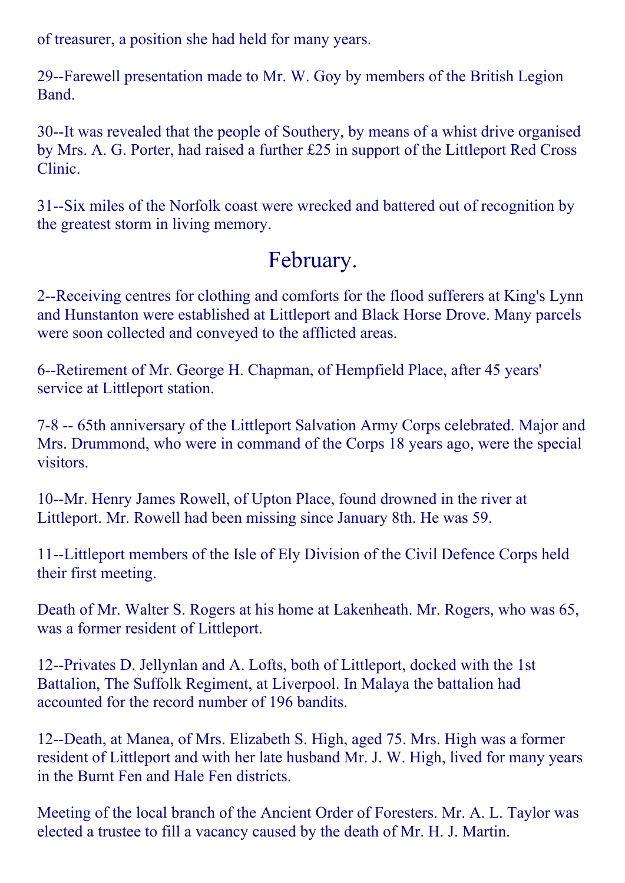of treasurer, a position she had held for many years.

29--Farewell presentation made to Mr. W. Goy by members of the British Legion Band.

30--It was revealed that the people of Southery, by means of a whist drive organised by Mrs. A. G. Porter, had raised a further £25 in support of the Littleport Red Cross Clinic.

31--Six miles of the Norfolk coast were wrecked and battered out of recognition by the greatest storm in living memory.

## February.

2--Receiving centres for clothing and comforts for the flood sufferers at King's Lynn and Hunstanton were established at Littleport and Black Horse Drove. Many parcels were soon collected and conveyed to the afflicted areas.

6--Retirement of Mr. George H. Chapman, of Hempfield Place, after 45 years' service at Littleport station.

7-8 -- 65th anniversary of the Littleport Salvation Army Corps celebrated. Major and Mrs. Drummond, who were in command of the Corps 18 years ago, were the special visitors.

10--Mr. Henry James Rowell, of Upton Place, found drowned in the river at Littleport. Mr. Rowell had been missing since January 8th. He was 59.

11--Littleport members of the Isle of Ely Division of the Civil Defence Corps held their first meeting.

Death of Mr. Walter S. Rogers at his home at Lakenheath. Mr. Rogers, who was 65, was a former resident of Littleport.

12--Privates D. Jellynlan and A. Lofts, both of Littleport, docked with the 1st Battalion, The Suffolk Regiment, at Liverpool. In Malaya the battalion had accounted for the record number of 196 bandits.

12--Death, at Manea, of Mrs. Elizabeth S. High, aged 75. Mrs. High was a former resident of Littleport and with her late husband Mr. J. W. High, lived for many years in the Burnt Fen and Hale Fen districts.

Meeting of the local branch of the Ancient Order of Foresters. Mr. A. L. Taylor was elected a trustee to fill a vacancy caused by the death of Mr. H. J. Martin.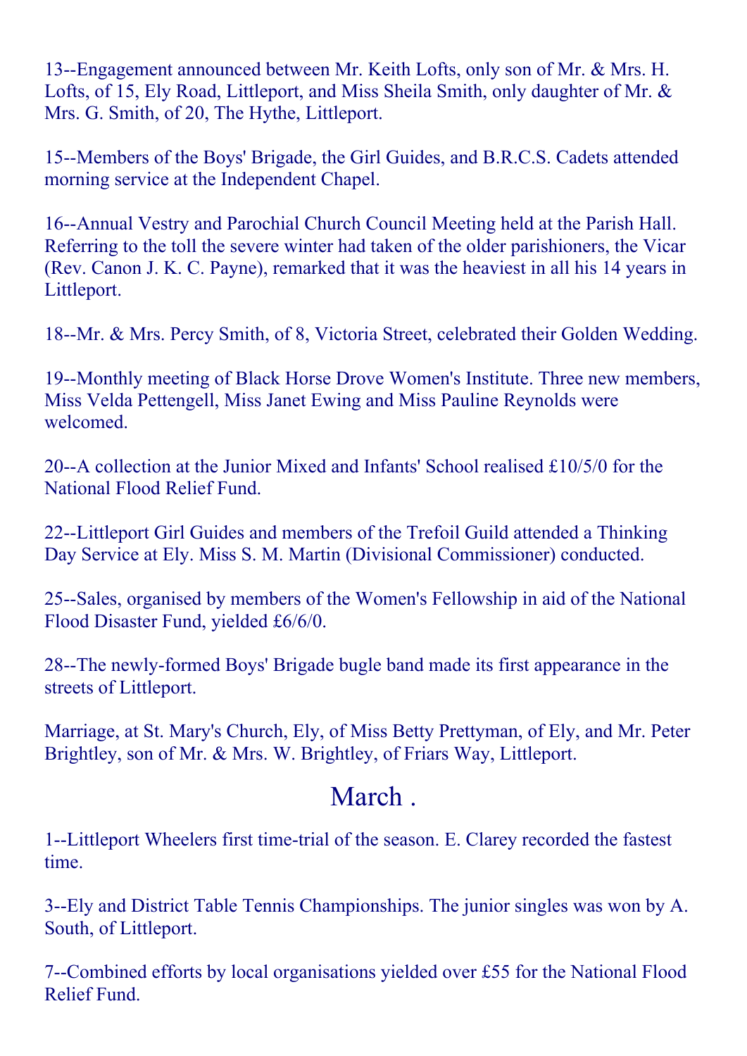13--Engagement announced between Mr. Keith Lofts, only son of Mr. & Mrs. H. Lofts, of 15, Ely Road, Littleport, and Miss Sheila Smith, only daughter of Mr. & Mrs. G. Smith, of 20, The Hythe, Littleport.

15--Members of the Boys' Brigade, the Girl Guides, and B.R.C.S. Cadets attended morning service at the Independent Chapel.

16--Annual Vestry and Parochial Church Council Meeting held at the Parish Hall. Referring to the toll the severe winter had taken of the older parishioners, the Vicar (Rev. Canon J. K. C. Payne), remarked that it was the heaviest in all his 14 years in Littleport.

18--Mr. & Mrs. Percy Smith, of 8, Victoria Street, celebrated their Golden Wedding.

19--Monthly meeting of Black Horse Drove Women's Institute. Three new members, Miss Velda Pettengell, Miss Janet Ewing and Miss Pauline Reynolds were welcomed.

20--A collection at the Junior Mixed and Infants' School realised £10/5/0 for the National Flood Relief Fund.

22--Littleport Girl Guides and members of the Trefoil Guild attended a Thinking Day Service at Ely. Miss S. M. Martin (Divisional Commissioner) conducted.

25--Sales, organised by members of the Women's Fellowship in aid of the National Flood Disaster Fund, yielded £6/6/0.

28--The newly-formed Boys' Brigade bugle band made its first appearance in the streets of Littleport.

Marriage, at St. Mary's Church, Ely, of Miss Betty Prettyman, of Ely, and Mr. Peter Brightley, son of Mr. & Mrs. W. Brightley, of Friars Way, Littleport.

## March .

1--Littleport Wheelers first time-trial of the season. E. Clarey recorded the fastest time.

3--Ely and District Table Tennis Championships. The junior singles was won by A. South, of Littleport.

7--Combined efforts by local organisations yielded over £55 for the National Flood Relief Fund.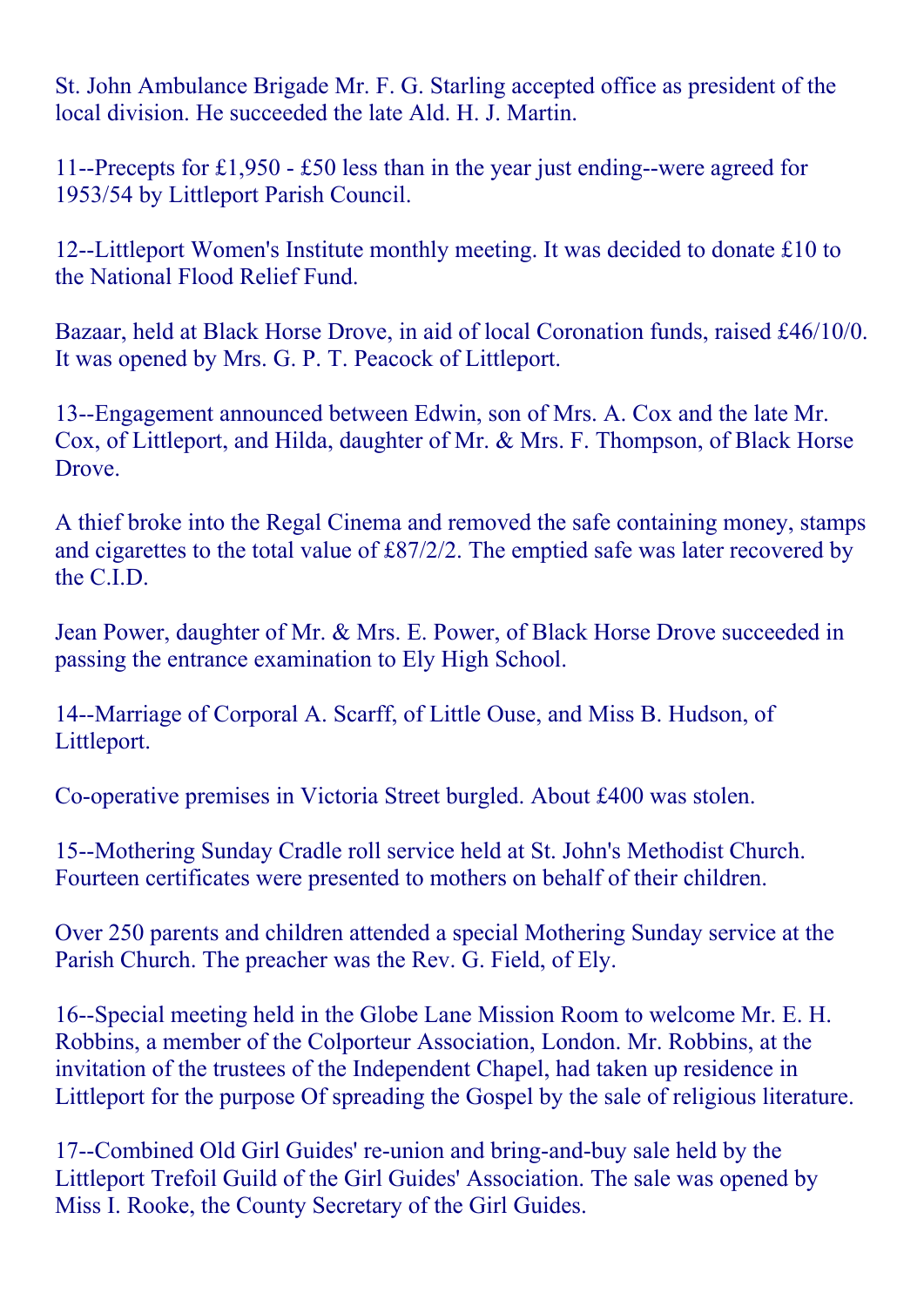St. John Ambulance Brigade Mr. F. G. Starling accepted office as president of the local division. He succeeded the late Ald. H. J. Martin.

11--Precepts for £1,950 - £50 less than in the year just ending--were agreed for 1953/54 by Littleport Parish Council.

12--Littleport Women's Institute monthly meeting. It was decided to donate £10 to the National Flood Relief Fund.

Bazaar, held at Black Horse Drove, in aid of local Coronation funds, raised £46/10/0. It was opened by Mrs. G. P. T. Peacock of Littleport.

13--Engagement announced between Edwin, son of Mrs. A. Cox and the late Mr. Cox, of Littleport, and Hilda, daughter of Mr. & Mrs. F. Thompson, of Black Horse Drove.

A thief broke into the Regal Cinema and removed the safe containing money, stamps and cigarettes to the total value of £87/2/2. The emptied safe was later recovered by the C.I.D.

Jean Power, daughter of Mr. & Mrs. E. Power, of Black Horse Drove succeeded in passing the entrance examination to Ely High School.

14--Marriage of Corporal A. Scarff, of Little Ouse, and Miss B. Hudson, of Littleport.

Co-operative premises in Victoria Street burgled. About £400 was stolen.

15--Mothering Sunday Cradle roll service held at St. John's Methodist Church. Fourteen certificates were presented to mothers on behalf of their children.

Over 250 parents and children attended a special Mothering Sunday service at the Parish Church. The preacher was the Rev. G. Field, of Ely.

16--Special meeting held in the Globe Lane Mission Room to welcome Mr. E. H. Robbins, a member of the Colporteur Association, London. Mr. Robbins, at the invitation of the trustees of the Independent Chapel, had taken up residence in Littleport for the purpose Of spreading the Gospel by the sale of religious literature.

17--Combined Old Girl Guides' re-union and bring-and-buy sale held by the Littleport Trefoil Guild of the Girl Guides' Association. The sale was opened by Miss I. Rooke, the County Secretary of the Girl Guides.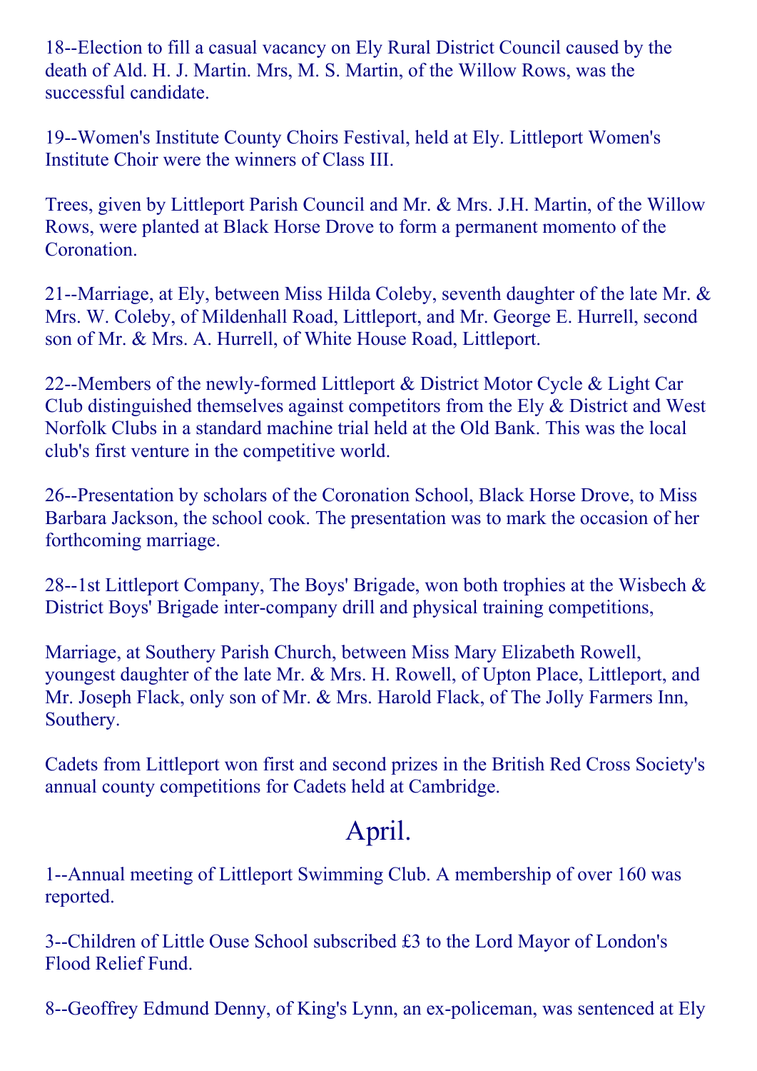18--Election to fill a casual vacancy on Ely Rural District Council caused by the death of Ald. H. J. Martin. Mrs, M. S. Martin, of the Willow Rows, was the successful candidate.

19--Women's Institute County Choirs Festival, held at Ely. Littleport Women's Institute Choir were the winners of Class III.

Trees, given by Littleport Parish Council and Mr. & Mrs. J.H. Martin, of the Willow Rows, were planted at Black Horse Drove to form a permanent momento of the Coronation.

21--Marriage, at Ely, between Miss Hilda Coleby, seventh daughter of the late Mr. & Mrs. W. Coleby, of Mildenhall Road, Littleport, and Mr. George E. Hurrell, second son of Mr. & Mrs. A. Hurrell, of White House Road, Littleport.

22--Members of the newly-formed Littleport & District Motor Cycle & Light Car Club distinguished themselves against competitors from the Ely & District and West Norfolk Clubs in a standard machine trial held at the Old Bank. This was the local club's first venture in the competitive world.

26--Presentation by scholars of the Coronation School, Black Horse Drove, to Miss Barbara Jackson, the school cook. The presentation was to mark the occasion of her forthcoming marriage.

28--1st Littleport Company, The Boys' Brigade, won both trophies at the Wisbech & District Boys' Brigade inter-company drill and physical training competitions,

Marriage, at Southery Parish Church, between Miss Mary Elizabeth Rowell, youngest daughter of the late Mr. & Mrs. H. Rowell, of Upton Place, Littleport, and Mr. Joseph Flack, only son of Mr. & Mrs. Harold Flack, of The Jolly Farmers Inn, Southery.

Cadets from Littleport won first and second prizes in the British Red Cross Society's annual county competitions for Cadets held at Cambridge.

## April.

1--Annual meeting of Littleport Swimming Club. A membership of over 160 was reported.

3--Children of Little Ouse School subscribed £3 to the Lord Mayor of London's Flood Relief Fund.

8--Geoffrey Edmund Denny, of King's Lynn, an ex-policeman, was sentenced at Ely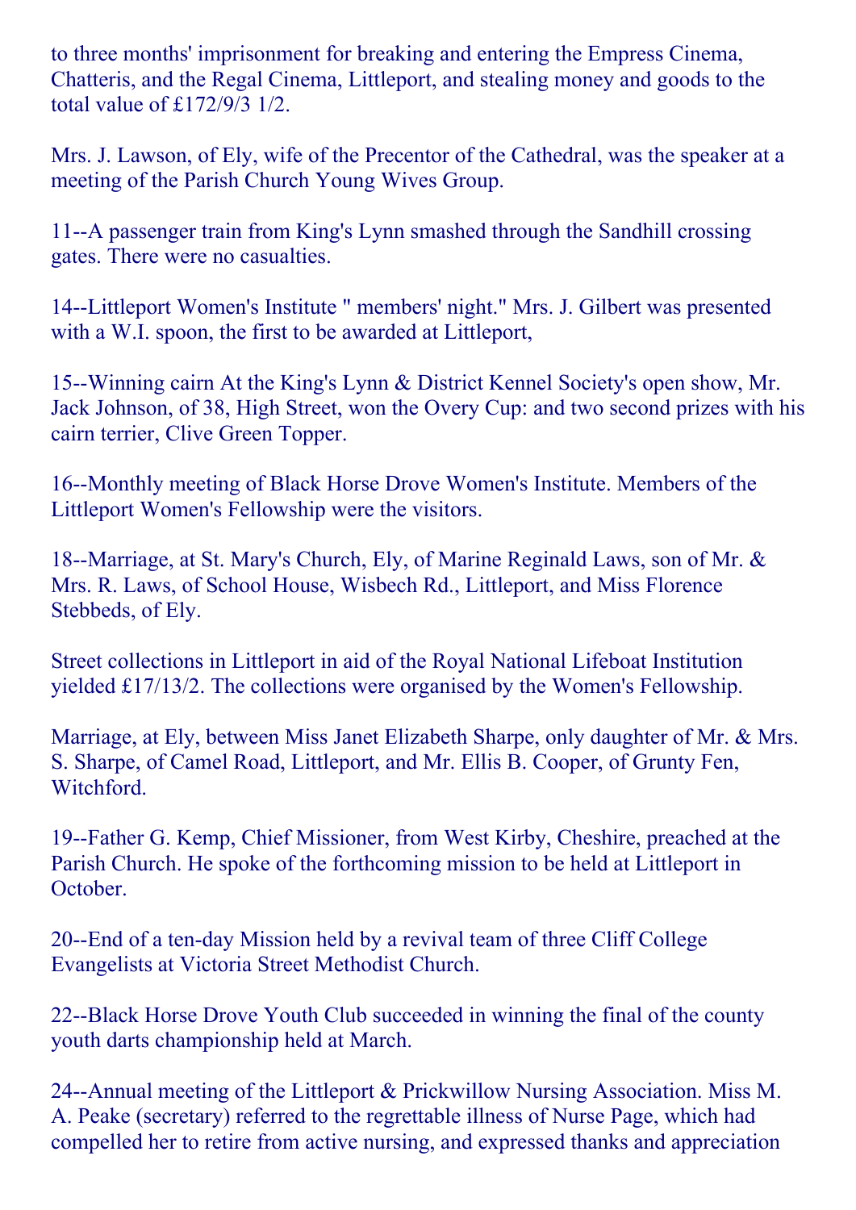to three months' imprisonment for breaking and entering the Empress Cinema, Chatteris, and the Regal Cinema, Littleport, and stealing money and goods to the total value of £172/9/3 1/2.

Mrs. J. Lawson, of Ely, wife of the Precentor of the Cathedral, was the speaker at a meeting of the Parish Church Young Wives Group.

11--A passenger train from King's Lynn smashed through the Sandhill crossing gates. There were no casualties.

14--Littleport Women's Institute " members' night." Mrs. J. Gilbert was presented with a W.I. spoon, the first to be awarded at Littleport,

15--Winning cairn At the King's Lynn & District Kennel Society's open show, Mr. Jack Johnson, of 38, High Street, won the Overy Cup: and two second prizes with his cairn terrier, Clive Green Topper.

16--Monthly meeting of Black Horse Drove Women's Institute. Members of the Littleport Women's Fellowship were the visitors.

18--Marriage, at St. Mary's Church, Ely, of Marine Reginald Laws, son of Mr. & Mrs. R. Laws, of School House, Wisbech Rd., Littleport, and Miss Florence Stebbeds, of Ely.

Street collections in Littleport in aid of the Royal National Lifeboat Institution yielded £17/13/2. The collections were organised by the Women's Fellowship.

Marriage, at Ely, between Miss Janet Elizabeth Sharpe, only daughter of Mr. & Mrs. S. Sharpe, of Camel Road, Littleport, and Mr. Ellis B. Cooper, of Grunty Fen, Witchford.

19--Father G. Kemp, Chief Missioner, from West Kirby, Cheshire, preached at the Parish Church. He spoke of the forthcoming mission to be held at Littleport in October.

20--End of a ten-day Mission held by a revival team of three Cliff College Evangelists at Victoria Street Methodist Church.

22--Black Horse Drove Youth Club succeeded in winning the final of the county youth darts championship held at March.

24--Annual meeting of the Littleport & Prickwillow Nursing Association. Miss M. A. Peake (secretary) referred to the regrettable illness of Nurse Page, which had compelled her to retire from active nursing, and expressed thanks and appreciation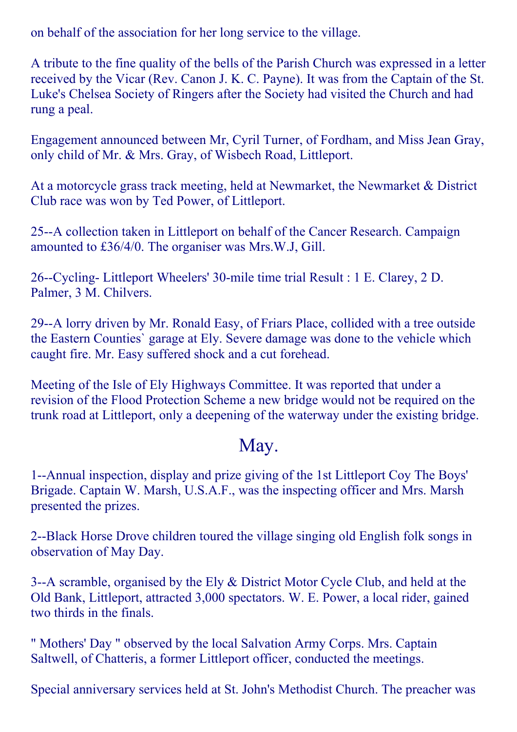on behalf of the association for her long service to the village.

A tribute to the fine quality of the bells of the Parish Church was expressed in a letter received by the Vicar (Rev. Canon J. K. C. Payne). It was from the Captain of the St. Luke's Chelsea Society of Ringers after the Society had visited the Church and had rung a peal.

Engagement announced between Mr, Cyril Turner, of Fordham, and Miss Jean Gray, only child of Mr. & Mrs. Gray, of Wisbech Road, Littleport.

At a motorcycle grass track meeting, held at Newmarket, the Newmarket & District Club race was won by Ted Power, of Littleport.

25--A collection taken in Littleport on behalf of the Cancer Research. Campaign amounted to £36/4/0. The organiser was Mrs.W.J, Gill.

26--Cycling- Littleport Wheelers' 30-mile time trial Result : 1 E. Clarey, 2 D. Palmer, 3 M. Chilvers.

29--A lorry driven by Mr. Ronald Easy, of Friars Place, collided with a tree outside the Eastern Counties` garage at Ely. Severe damage was done to the vehicle which caught fire. Mr. Easy suffered shock and a cut forehead.

Meeting of the Isle of Ely Highways Committee. It was reported that under a revision of the Flood Protection Scheme a new bridge would not be required on the trunk road at Littleport, only a deepening of the waterway under the existing bridge.

## May.

1--Annual inspection, display and prize giving of the 1st Littleport Coy The Boys' Brigade. Captain W. Marsh, U.S.A.F., was the inspecting officer and Mrs. Marsh presented the prizes.

2--Black Horse Drove children toured the village singing old English folk songs in observation of May Day.

3--A scramble, organised by the Ely & District Motor Cycle Club, and held at the Old Bank, Littleport, attracted 3,000 spectators. W. E. Power, a local rider, gained two thirds in the finals.

" Mothers' Day " observed by the local Salvation Army Corps. Mrs. Captain Saltwell, of Chatteris, a former Littleport officer, conducted the meetings.

Special anniversary services held at St. John's Methodist Church. The preacher was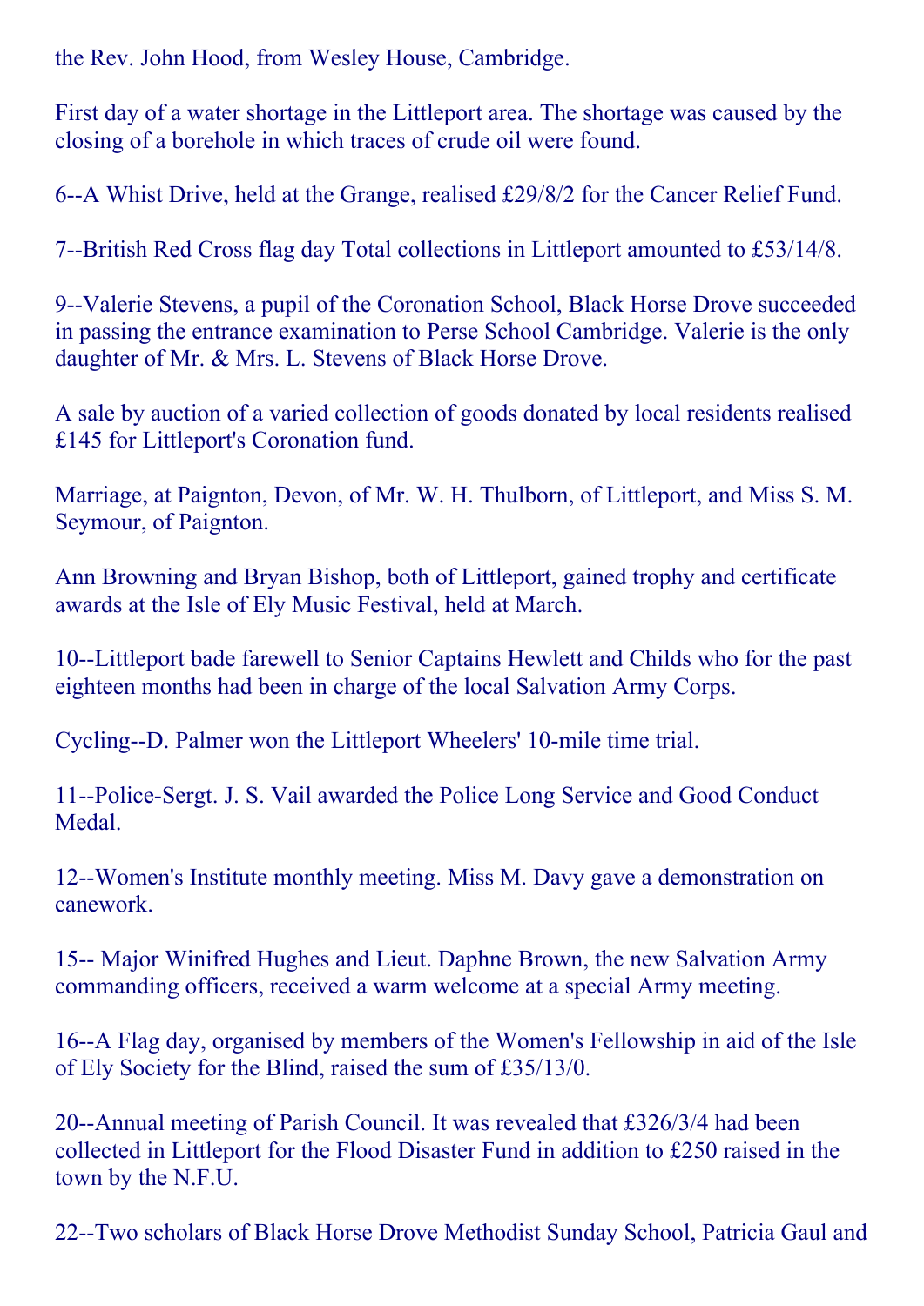the Rev. John Hood, from Wesley House, Cambridge.

First day of a water shortage in the Littleport area. The shortage was caused by the closing of a borehole in which traces of crude oil were found.

6--A Whist Drive, held at the Grange, realised £29/8/2 for the Cancer Relief Fund.

7--British Red Cross flag day Total collections in Littleport amounted to £53/14/8.

9--Valerie Stevens, a pupil of the Coronation School, Black Horse Drove succeeded in passing the entrance examination to Perse School Cambridge. Valerie is the only daughter of Mr. & Mrs. L. Stevens of Black Horse Drove.

A sale by auction of a varied collection of goods donated by local residents realised £145 for Littleport's Coronation fund.

Marriage, at Paignton, Devon, of Mr. W. H. Thulborn, of Littleport, and Miss S. M. Seymour, of Paignton.

Ann Browning and Bryan Bishop, both of Littleport, gained trophy and certificate awards at the Isle of Ely Music Festival, held at March.

10--Littleport bade farewell to Senior Captains Hewlett and Childs who for the past eighteen months had been in charge of the local Salvation Army Corps.

Cycling--D. Palmer won the Littleport Wheelers' 10-mile time trial.

11--Police-Sergt. J. S. Vail awarded the Police Long Service and Good Conduct Medal.

12--Women's Institute monthly meeting. Miss M. Davy gave a demonstration on canework.

15-- Major Winifred Hughes and Lieut. Daphne Brown, the new Salvation Army commanding officers, received a warm welcome at a special Army meeting.

16--A Flag day, organised by members of the Women's Fellowship in aid of the Isle of Ely Society for the Blind, raised the sum of £35/13/0.

20--Annual meeting of Parish Council. It was revealed that £326/3/4 had been collected in Littleport for the Flood Disaster Fund in addition to £250 raised in the town by the N.F.U.

22--Two scholars of Black Horse Drove Methodist Sunday School, Patricia Gaul and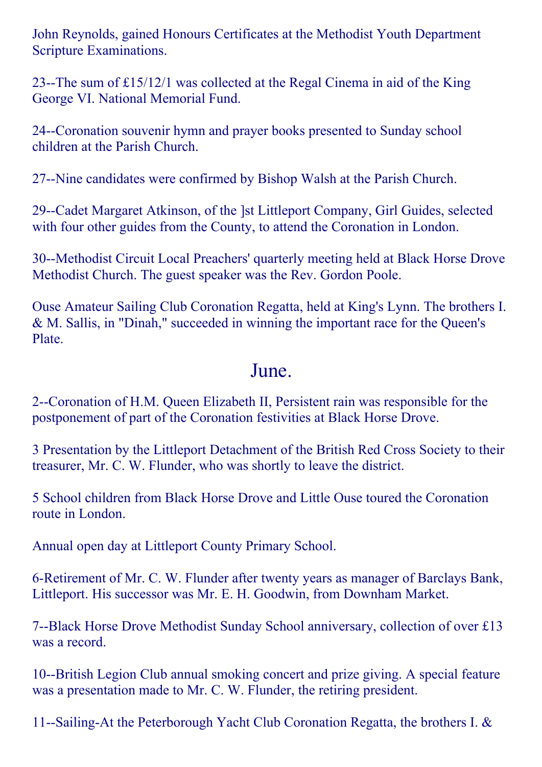John Reynolds, gained Honours Certificates at the Methodist Youth Department Scripture Examinations.

23--The sum of £15/12/1 was collected at the Regal Cinema in aid of the King George VI. National Memorial Fund.

24--Coronation souvenir hymn and prayer books presented to Sunday school children at the Parish Church.

27--Nine candidates were confirmed by Bishop Walsh at the Parish Church.

29--Cadet Margaret Atkinson, of the ]st Littleport Company, Girl Guides, selected with four other guides from the County, to attend the Coronation in London.

30--Methodist Circuit Local Preachers' quarterly meeting held at Black Horse Drove Methodist Church. The guest speaker was the Rev. Gordon Poole.

Ouse Amateur Sailing Club Coronation Regatta, held at King's Lynn. The brothers I. & M. Sallis, in "Dinah," succeeded in winning the important race for the Queen's Plate.

## June.

2--Coronation of H.M. Queen Elizabeth II, Persistent rain was responsible for the postponement of part of the Coronation festivities at Black Horse Drove.

3 Presentation by the Littleport Detachment of the British Red Cross Society to their treasurer, Mr. C. W. Flunder, who was shortly to leave the district.

5 School children from Black Horse Drove and Little Ouse toured the Coronation route in London.

Annual open day at Littleport County Primary School.

6-Retirement of Mr. C. W. Flunder after twenty years as manager of Barclays Bank, Littleport. His successor was Mr. E. H. Goodwin, from Downham Market.

7--Black Horse Drove Methodist Sunday School anniversary, collection of over £13 was a record.

10--British Legion Club annual smoking concert and prize giving. A special feature was a presentation made to Mr. C. W. Flunder, the retiring president.

11--Sailing-At the Peterborough Yacht Club Coronation Regatta, the brothers I. &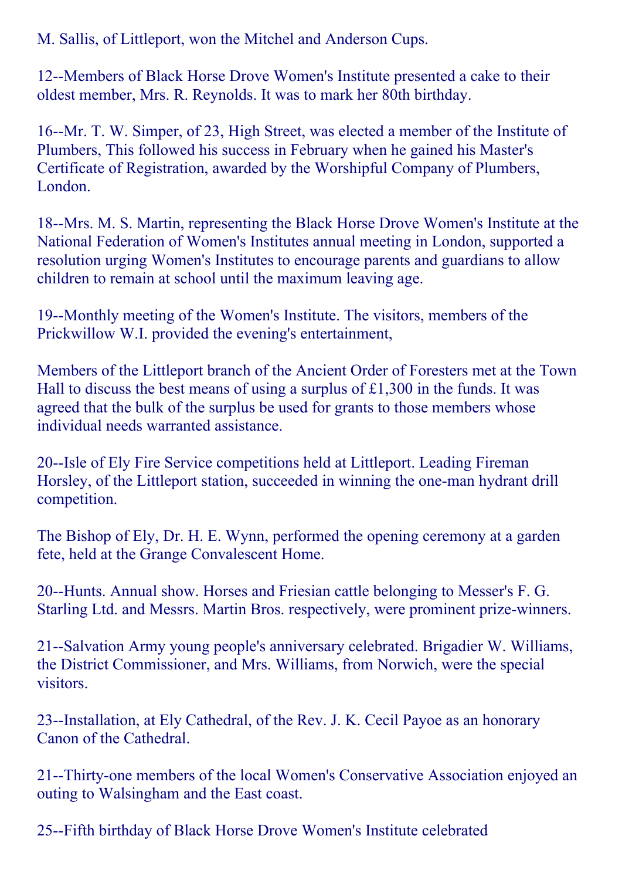M. Sallis, of Littleport, won the Mitchel and Anderson Cups.

12--Members of Black Horse Drove Women's Institute presented a cake to their oldest member, Mrs. R. Reynolds. It was to mark her 80th birthday.

16--Mr. T. W. Simper, of 23, High Street, was elected a member of the Institute of Plumbers, This followed his success in February when he gained his Master's Certificate of Registration, awarded by the Worshipful Company of Plumbers, London.

18--Mrs. M. S. Martin, representing the Black Horse Drove Women's Institute at the National Federation of Women's Institutes annual meeting in London, supported a resolution urging Women's Institutes to encourage parents and guardians to allow children to remain at school until the maximum leaving age.

19--Monthly meeting of the Women's Institute. The visitors, members of the Prickwillow W.I. provided the evening's entertainment,

Members of the Littleport branch of the Ancient Order of Foresters met at the Town Hall to discuss the best means of using a surplus of £1,300 in the funds. It was agreed that the bulk of the surplus be used for grants to those members whose individual needs warranted assistance.

20--Isle of Ely Fire Service competitions held at Littleport. Leading Fireman Horsley, of the Littleport station, succeeded in winning the one-man hydrant drill competition.

The Bishop of Ely, Dr. H. E. Wynn, performed the opening ceremony at a garden fete, held at the Grange Convalescent Home.

20--Hunts. Annual show. Horses and Friesian cattle belonging to Messer's F. G. Starling Ltd. and Messrs. Martin Bros. respectively, were prominent prize-winners.

21--Salvation Army young people's anniversary celebrated. Brigadier W. Williams, the District Commissioner, and Mrs. Williams, from Norwich, were the special visitors.

23--Installation, at Ely Cathedral, of the Rev. J. K. Cecil Payoe as an honorary Canon of the Cathedral.

21--Thirty-one members of the local Women's Conservative Association enjoyed an outing to Walsingham and the East coast.

25--Fifth birthday of Black Horse Drove Women's Institute celebrated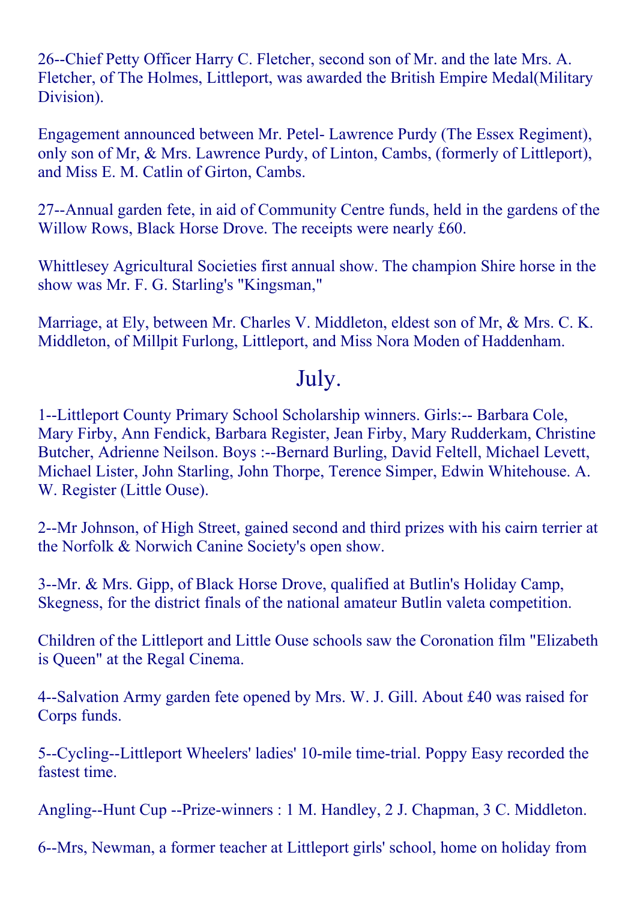26--Chief Petty Officer Harry C. Fletcher, second son of Mr. and the late Mrs. A. Fletcher, of The Holmes, Littleport, was awarded the British Empire Medal(Military Division).

Engagement announced between Mr. Petel- Lawrence Purdy (The Essex Regiment), only son of Mr, & Mrs. Lawrence Purdy, of Linton, Cambs, (formerly of Littleport), and Miss E. M. Catlin of Girton, Cambs.

27--Annual garden fete, in aid of Community Centre funds, held in the gardens of the Willow Rows, Black Horse Drove. The receipts were nearly £60.

Whittlesey Agricultural Societies first annual show. The champion Shire horse in the show was Mr. F. G. Starling's "Kingsman,"

Marriage, at Ely, between Mr. Charles V. Middleton, eldest son of Mr, & Mrs. C. K. Middleton, of Millpit Furlong, Littleport, and Miss Nora Moden of Haddenham.

## July.

1--Littleport County Primary School Scholarship winners. Girls:-- Barbara Cole, Mary Firby, Ann Fendick, Barbara Register, Jean Firby, Mary Rudderkam, Christine Butcher, Adrienne Neilson. Boys :--Bernard Burling, David Feltell, Michael Levett, Michael Lister, John Starling, John Thorpe, Terence Simper, Edwin Whitehouse. A. W. Register (Little Ouse).

2--Mr Johnson, of High Street, gained second and third prizes with his cairn terrier at the Norfolk & Norwich Canine Society's open show.

3--Mr. & Mrs. Gipp, of Black Horse Drove, qualified at Butlin's Holiday Camp, Skegness, for the district finals of the national amateur Butlin valeta competition.

Children of the Littleport and Little Ouse schools saw the Coronation film "Elizabeth is Queen" at the Regal Cinema.

4--Salvation Army garden fete opened by Mrs. W. J. Gill. About £40 was raised for Corps funds.

5--Cycling--Littleport Wheelers' ladies' 10-mile time-trial. Poppy Easy recorded the fastest time.

Angling--Hunt Cup --Prize-winners : 1 M. Handley, 2 J. Chapman, 3 C. Middleton.

6--Mrs, Newman, a former teacher at Littleport girls' school, home on holiday from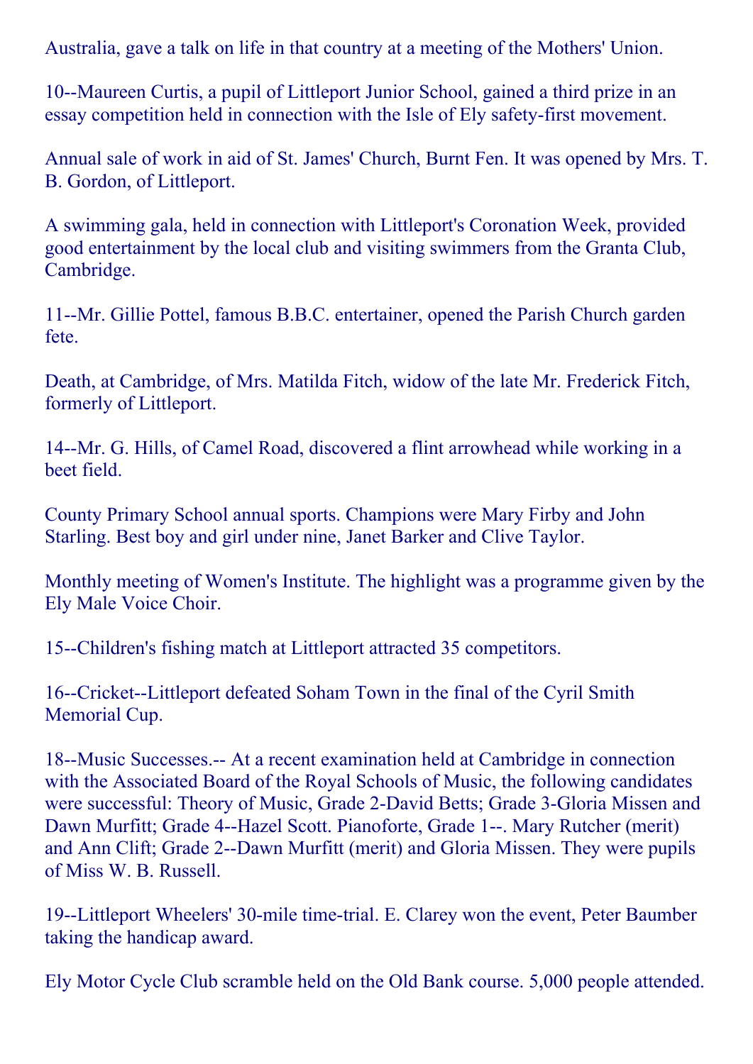Australia, gave a talk on life in that country at a meeting of the Mothers' Union.

10--Maureen Curtis, a pupil of Littleport Junior School, gained a third prize in an essay competition held in connection with the Isle of Ely safety-first movement.

Annual sale of work in aid of St. James' Church, Burnt Fen. It was opened by Mrs. T. B. Gordon, of Littleport.

A swimming gala, held in connection with Littleport's Coronation Week, provided good entertainment by the local club and visiting swimmers from the Granta Club, Cambridge.

11--Mr. Gillie Pottel, famous B.B.C. entertainer, opened the Parish Church garden fete.

Death, at Cambridge, of Mrs. Matilda Fitch, widow of the late Mr. Frederick Fitch, formerly of Littleport.

14--Mr. G. Hills, of Camel Road, discovered a flint arrowhead while working in a beet field.

County Primary School annual sports. Champions were Mary Firby and John Starling. Best boy and girl under nine, Janet Barker and Clive Taylor.

Monthly meeting of Women's Institute. The highlight was a programme given by the Ely Male Voice Choir.

15--Children's fishing match at Littleport attracted 35 competitors.

16--Cricket--Littleport defeated Soham Town in the final of the Cyril Smith Memorial Cup.

18--Music Successes.-- At a recent examination held at Cambridge in connection with the Associated Board of the Royal Schools of Music, the following candidates were successful: Theory of Music, Grade 2-David Betts; Grade 3-Gloria Missen and Dawn Murfitt; Grade 4--Hazel Scott. Pianoforte, Grade 1--. Mary Rutcher (merit) and Ann Clift; Grade 2--Dawn Murfitt (merit) and Gloria Missen. They were pupils of Miss W. B. Russell.

19--Littleport Wheelers' 30-mile time-trial. E. Clarey won the event, Peter Baumber taking the handicap award.

Ely Motor Cycle Club scramble held on the Old Bank course. 5,000 people attended.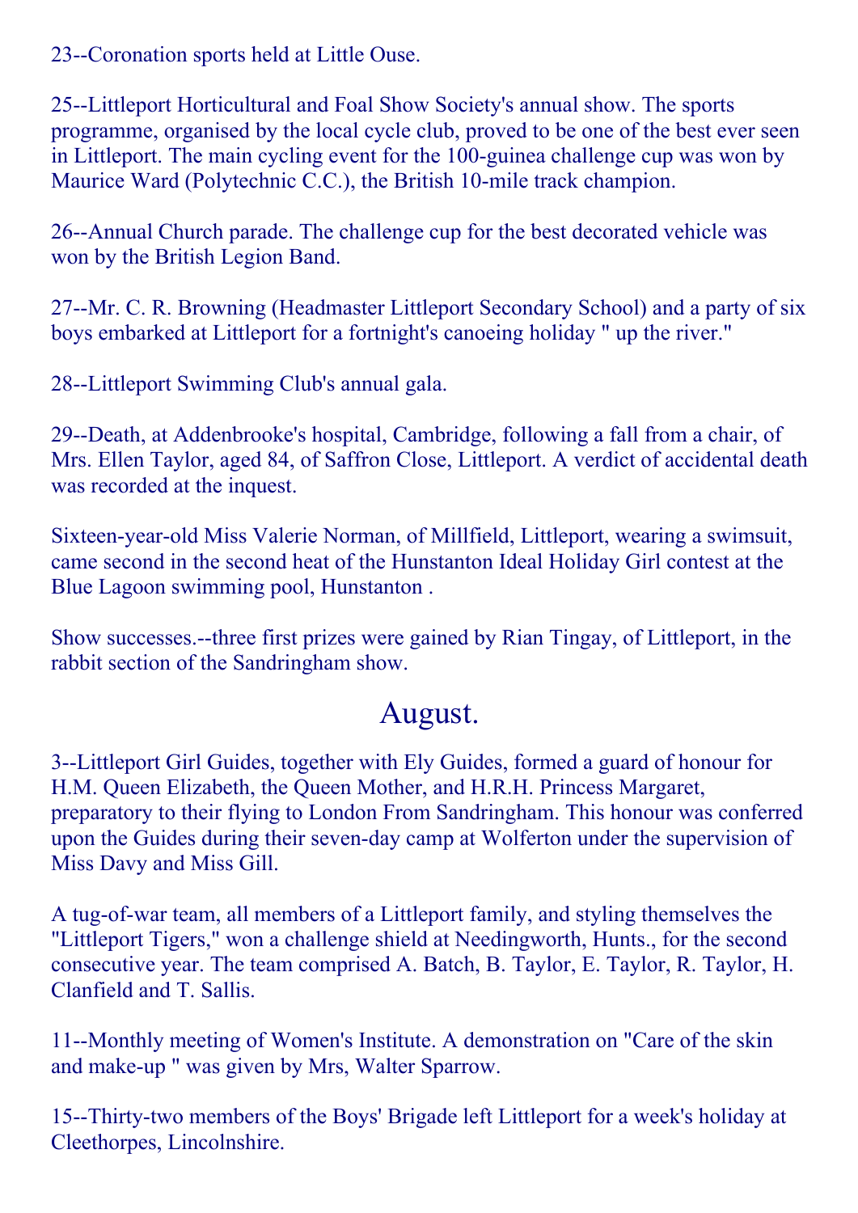23--Coronation sports held at Little Ouse.

25--Littleport Horticultural and Foal Show Society's annual show. The sports programme, organised by the local cycle club, proved to be one of the best ever seen in Littleport. The main cycling event for the 100-guinea challenge cup was won by Maurice Ward (Polytechnic C.C.), the British 10-mile track champion.

26--Annual Church parade. The challenge cup for the best decorated vehicle was won by the British Legion Band.

27--Mr. C. R. Browning (Headmaster Littleport Secondary School) and a party of six boys embarked at Littleport for a fortnight's canoeing holiday " up the river."

28--Littleport Swimming Club's annual gala.

29--Death, at Addenbrooke's hospital, Cambridge, following a fall from a chair, of Mrs. Ellen Taylor, aged 84, of Saffron Close, Littleport. A verdict of accidental death was recorded at the inquest.

Sixteen-year-old Miss Valerie Norman, of Millfield, Littleport, wearing a swimsuit, came second in the second heat of the Hunstanton Ideal Holiday Girl contest at the Blue Lagoon swimming pool, Hunstanton .

Show successes.--three first prizes were gained by Rian Tingay, of Littleport, in the rabbit section of the Sandringham show.

## August.

3--Littleport Girl Guides, together with Ely Guides, formed a guard of honour for H.M. Queen Elizabeth, the Queen Mother, and H.R.H. Princess Margaret, preparatory to their flying to London From Sandringham. This honour was conferred upon the Guides during their seven-day camp at Wolferton under the supervision of Miss Davy and Miss Gill.

A tug-of-war team, all members of a Littleport family, and styling themselves the "Littleport Tigers," won a challenge shield at Needingworth, Hunts., for the second consecutive year. The team comprised A. Batch, B. Taylor, E. Taylor, R. Taylor, H. Clanfield and T. Sallis.

11--Monthly meeting of Women's Institute. A demonstration on "Care of the skin and make-up " was given by Mrs, Walter Sparrow.

15--Thirty-two members of the Boys' Brigade left Littleport for a week's holiday at Cleethorpes, Lincolnshire.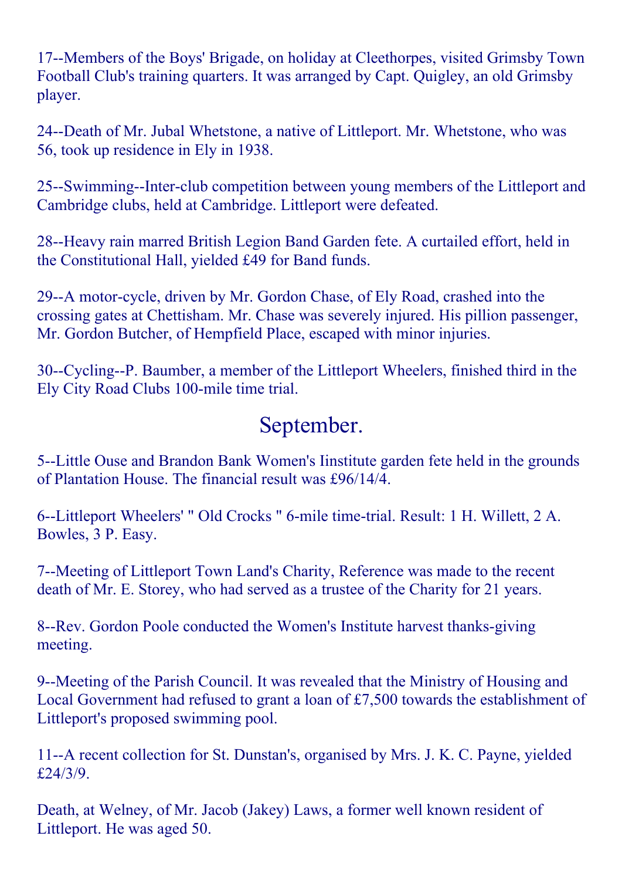17--Members of the Boys' Brigade, on holiday at Cleethorpes, visited Grimsby Town Football Club's training quarters. It was arranged by Capt. Quigley, an old Grimsby player.

24--Death of Mr. Jubal Whetstone, a native of Littleport. Mr. Whetstone, who was 56, took up residence in Ely in 1938.

25--Swimming--Inter-club competition between young members of the Littleport and Cambridge clubs, held at Cambridge. Littleport were defeated.

28--Heavy rain marred British Legion Band Garden fete. A curtailed effort, held in the Constitutional Hall, yielded £49 for Band funds.

29--A motor-cycle, driven by Mr. Gordon Chase, of Ely Road, crashed into the crossing gates at Chettisham. Mr. Chase was severely injured. His pillion passenger, Mr. Gordon Butcher, of Hempfield Place, escaped with minor injuries.

30--Cycling--P. Baumber, a member of the Littleport Wheelers, finished third in the Ely City Road Clubs 100-mile time trial.

## September.

5--Little Ouse and Brandon Bank Women's Iinstitute garden fete held in the grounds of Plantation House. The financial result was £96/14/4.

6--Littleport Wheelers' " Old Crocks " 6-mile time-trial. Result: 1 H. Willett, 2 A. Bowles, 3 P. Easy.

7--Meeting of Littleport Town Land's Charity, Reference was made to the recent death of Mr. E. Storey, who had served as a trustee of the Charity for 21 years.

8--Rev. Gordon Poole conducted the Women's Institute harvest thanks-giving meeting.

9--Meeting of the Parish Council. It was revealed that the Ministry of Housing and Local Government had refused to grant a loan of £7,500 towards the establishment of Littleport's proposed swimming pool.

11--A recent collection for St. Dunstan's, organised by Mrs. J. K. C. Payne, yielded £24/3/9.

Death, at Welney, of Mr. Jacob (Jakey) Laws, a former well known resident of Littleport. He was aged 50.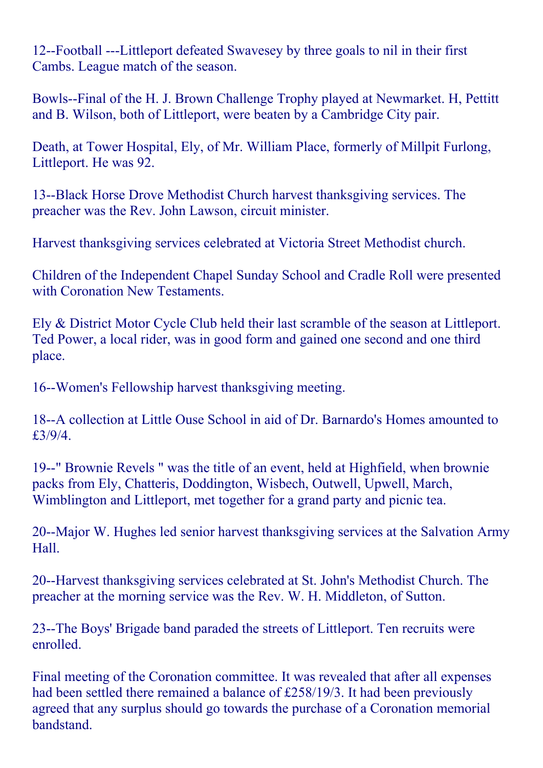12--Football ---Littleport defeated Swavesey by three goals to nil in their first Cambs. League match of the season.

Bowls--Final of the H. J. Brown Challenge Trophy played at Newmarket. H, Pettitt and B. Wilson, both of Littleport, were beaten by a Cambridge City pair.

Death, at Tower Hospital, Ely, of Mr. William Place, formerly of Millpit Furlong, Littleport. He was 92.

13--Black Horse Drove Methodist Church harvest thanksgiving services. The preacher was the Rev. John Lawson, circuit minister.

Harvest thanksgiving services celebrated at Victoria Street Methodist church.

Children of the Independent Chapel Sunday School and Cradle Roll were presented with Coronation New Testaments.

Ely & District Motor Cycle Club held their last scramble of the season at Littleport. Ted Power, a local rider, was in good form and gained one second and one third place.

16--Women's Fellowship harvest thanksgiving meeting.

18--A collection at Little Ouse School in aid of Dr. Barnardo's Homes amounted to £3/9/4.

19--" Brownie Revels " was the title of an event, held at Highfield, when brownie packs from Ely, Chatteris, Doddington, Wisbech, Outwell, Upwell, March, Wimblington and Littleport, met together for a grand party and picnic tea.

20--Major W. Hughes led senior harvest thanksgiving services at the Salvation Army Hall.

20--Harvest thanksgiving services celebrated at St. John's Methodist Church. The preacher at the morning service was the Rev. W. H. Middleton, of Sutton.

23--The Boys' Brigade band paraded the streets of Littleport. Ten recruits were enrolled.

Final meeting of the Coronation committee. It was revealed that after all expenses had been settled there remained a balance of £258/19/3. It had been previously agreed that any surplus should go towards the purchase of a Coronation memorial bandstand.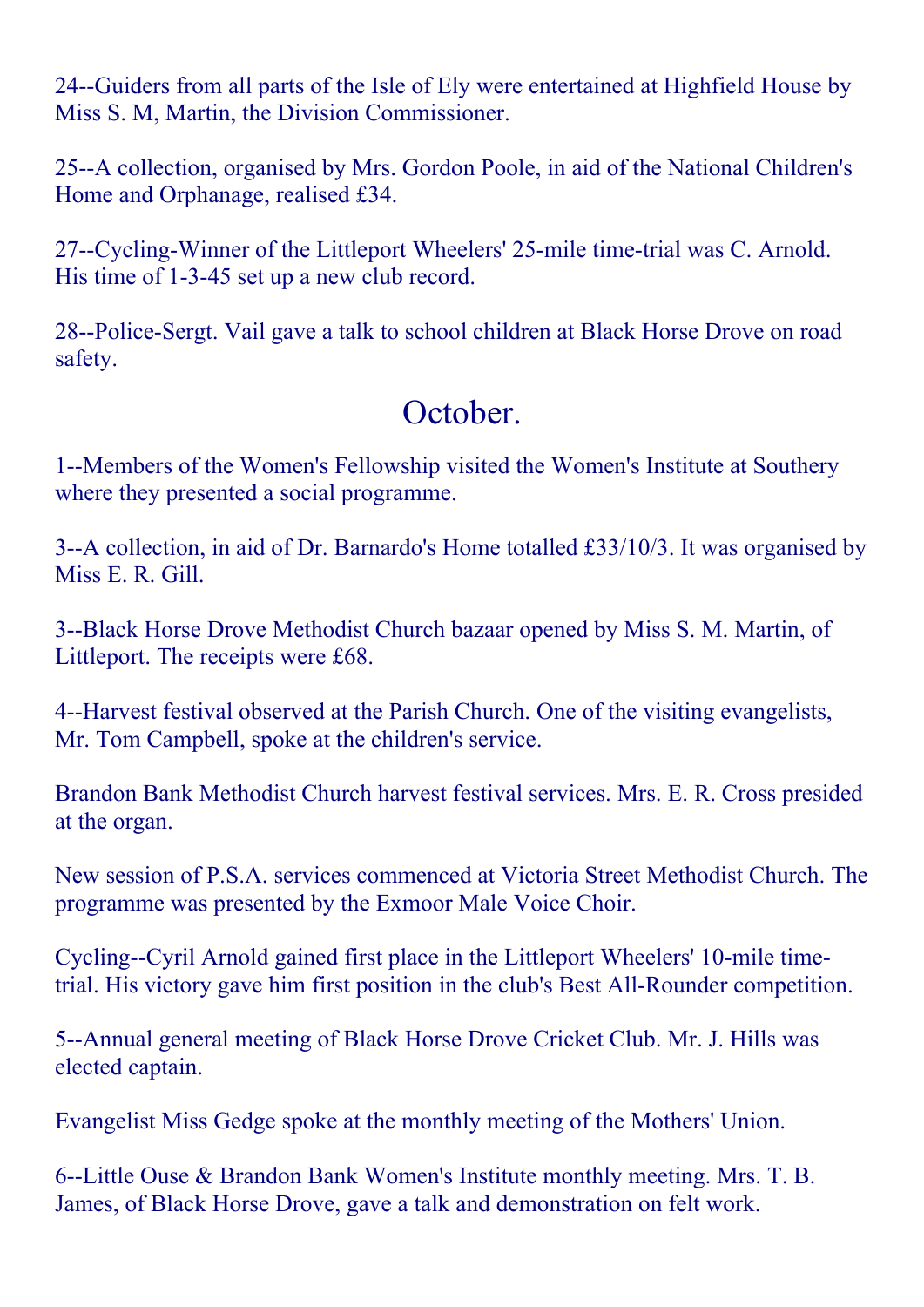24--Guiders from all parts of the Isle of Ely were entertained at Highfield House by Miss S. M, Martin, the Division Commissioner.

25--A collection, organised by Mrs. Gordon Poole, in aid of the National Children's Home and Orphanage, realised £34.

27--Cycling-Winner of the Littleport Wheelers' 25-mile time-trial was C. Arnold. His time of 1-3-45 set up a new club record.

28--Police-Sergt. Vail gave a talk to school children at Black Horse Drove on road safety.

## October.

1--Members of the Women's Fellowship visited the Women's Institute at Southery where they presented a social programme.

3--A collection, in aid of Dr. Barnardo's Home totalled £33/10/3. It was organised by Miss E. R. Gill.

3--Black Horse Drove Methodist Church bazaar opened by Miss S. M. Martin, of Littleport. The receipts were £68.

4--Harvest festival observed at the Parish Church. One of the visiting evangelists, Mr. Tom Campbell, spoke at the children's service.

Brandon Bank Methodist Church harvest festival services. Mrs. E. R. Cross presided at the organ.

New session of P.S.A. services commenced at Victoria Street Methodist Church. The programme was presented by the Exmoor Male Voice Choir.

Cycling--Cyril Arnold gained first place in the Littleport Wheelers' 10-mile time-trial. His victory gave him first position in the club's Best All-Rounder competition.

5--Annual general meeting of Black Horse Drove Cricket Club. Mr. J. Hills was elected captain.

Evangelist Miss Gedge spoke at the monthly meeting of the Mothers' Union.

6--Little Ouse & Brandon Bank Women's Institute monthly meeting. Mrs. T. B. James, of Black Horse Drove, gave a talk and demonstration on felt work.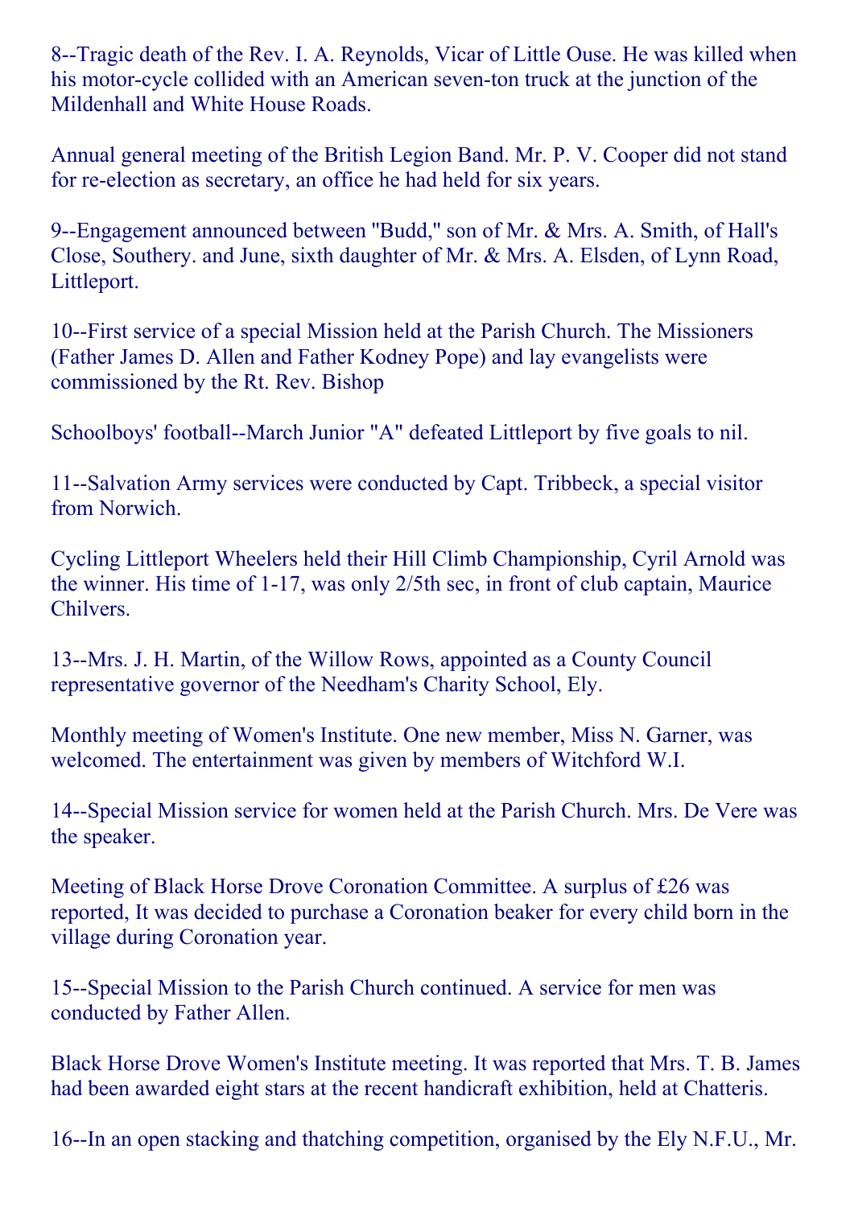8--Tragic death of the Rev. I. A. Reynolds, Vicar of Little Ouse. He was killed when his motor-cycle collided with an American seven-ton truck at the junction of the Mildenhall and White House Roads.

Annual general meeting of the British Legion Band. Mr. P. V. Cooper did not stand for re-election as secretary, an office he had held for six years.

9--Engagement announced between "Budd," son of Mr. & Mrs. A. Smith, of Hall's Close, Southery. and June, sixth daughter of Mr. & Mrs. A. Elsden, of Lynn Road, Littleport.

10--First service of a special Mission held at the Parish Church. The Missioners (Father James D. Allen and Father Kodney Pope) and lay evangelists were commissioned by the Rt. Rev. Bishop

Schoolboys' football--March Junior "A" defeated Littleport by five goals to nil.

11--Salvation Army services were conducted by Capt. Tribbeck, a special visitor from Norwich.

Cycling Littleport Wheelers held their Hill Climb Championship, Cyril Arnold was the winner. His time of 1-17, was only 2/5th sec, in front of club captain, Maurice Chilvers.

13--Mrs. J. H. Martin, of the Willow Rows, appointed as a County Council representative governor of the Needham's Charity School, Ely.

Monthly meeting of Women's Institute. One new member, Miss N. Garner, was welcomed. The entertainment was given by members of Witchford W.I.

14--Special Mission service for women held at the Parish Church. Mrs. De Vere was the speaker.

Meeting of Black Horse Drove Coronation Committee. A surplus of £26 was reported, It was decided to purchase a Coronation beaker for every child born in the village during Coronation year.

15--Special Mission to the Parish Church continued. A service for men was conducted by Father Allen.

Black Horse Drove Women's Institute meeting. It was reported that Mrs. T. B. James had been awarded eight stars at the recent handicraft exhibition, held at Chatteris.

16--In an open stacking and thatching competition, organised by the Ely N.F.U., Mr.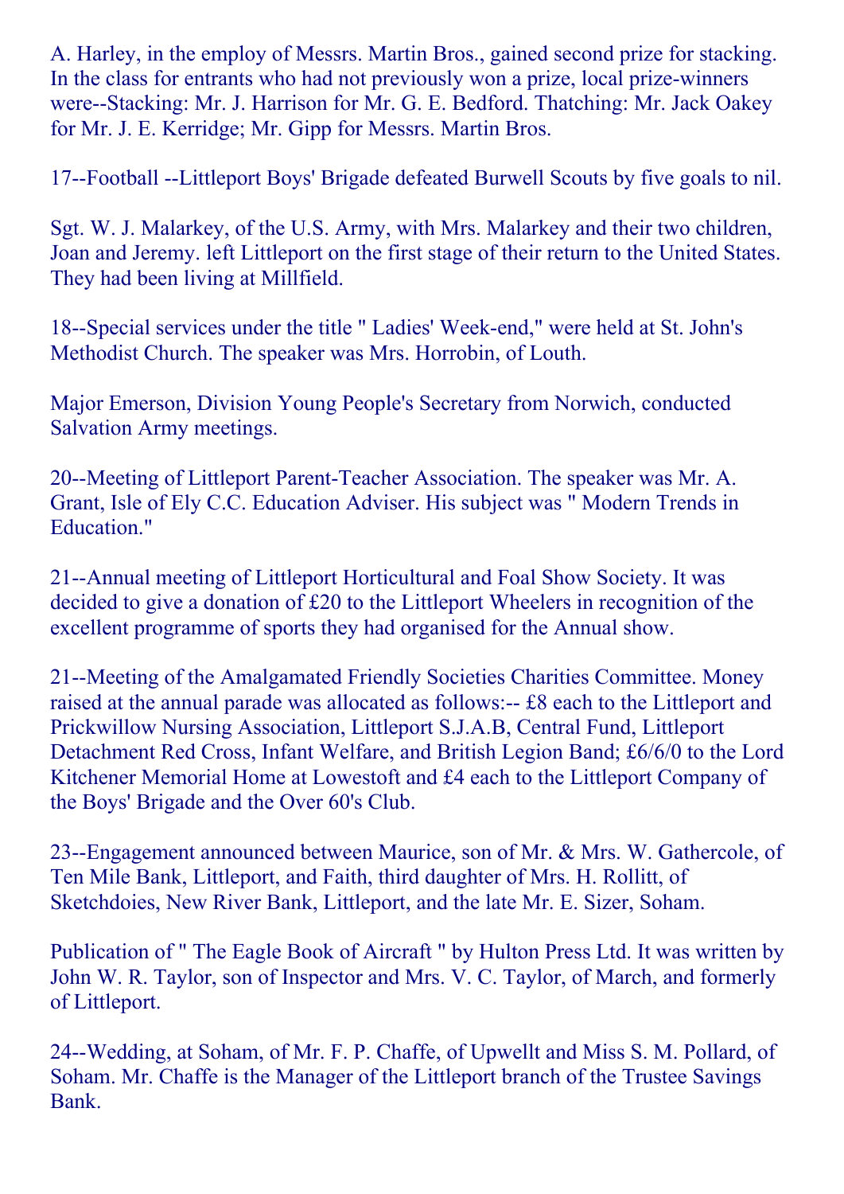A. Harley, in the employ of Messrs. Martin Bros., gained second prize for stacking. In the class for entrants who had not previously won a prize, local prize-winners were--Stacking: Mr. J. Harrison for Mr. G. E. Bedford. Thatching: Mr. Jack Oakey for Mr. J. E. Kerridge; Mr. Gipp for Messrs. Martin Bros.

17--Football --Littleport Boys' Brigade defeated Burwell Scouts by five goals to nil.

Sgt. W. J. Malarkey, of the U.S. Army, with Mrs. Malarkey and their two children, Joan and Jeremy. left Littleport on the first stage of their return to the United States. They had been living at Millfield.

18--Special services under the title " Ladies' Week-end," were held at St. John's Methodist Church. The speaker was Mrs. Horrobin, of Louth.

Major Emerson, Division Young People's Secretary from Norwich, conducted Salvation Army meetings.

20--Meeting of Littleport Parent-Teacher Association. The speaker was Mr. A. Grant, Isle of Ely C.C. Education Adviser. His subject was " Modern Trends in Education."

21--Annual meeting of Littleport Horticultural and Foal Show Society. It was decided to give a donation of £20 to the Littleport Wheelers in recognition of the excellent programme of sports they had organised for the Annual show.

21--Meeting of the Amalgamated Friendly Societies Charities Committee. Money raised at the annual parade was allocated as follows:-- £8 each to the Littleport and Prickwillow Nursing Association, Littleport S.J.A.B, Central Fund, Littleport Detachment Red Cross, Infant Welfare, and British Legion Band; £6/6/0 to the Lord Kitchener Memorial Home at Lowestoft and £4 each to the Littleport Company of the Boys' Brigade and the Over 60's Club.

23--Engagement announced between Maurice, son of Mr. & Mrs. W. Gathercole, of Ten Mile Bank, Littleport, and Faith, third daughter of Mrs. H. Rollitt, of Sketchdoies, New River Bank, Littleport, and the late Mr. E. Sizer, Soham.

Publication of " The Eagle Book of Aircraft " by Hulton Press Ltd. It was written by John W. R. Taylor, son of Inspector and Mrs. V. C. Taylor, of March, and formerly of Littleport.

24--Wedding, at Soham, of Mr. F. P. Chaffe, of Upwellt and Miss S. M. Pollard, of Soham. Mr. Chaffe is the Manager of the Littleport branch of the Trustee Savings Bank.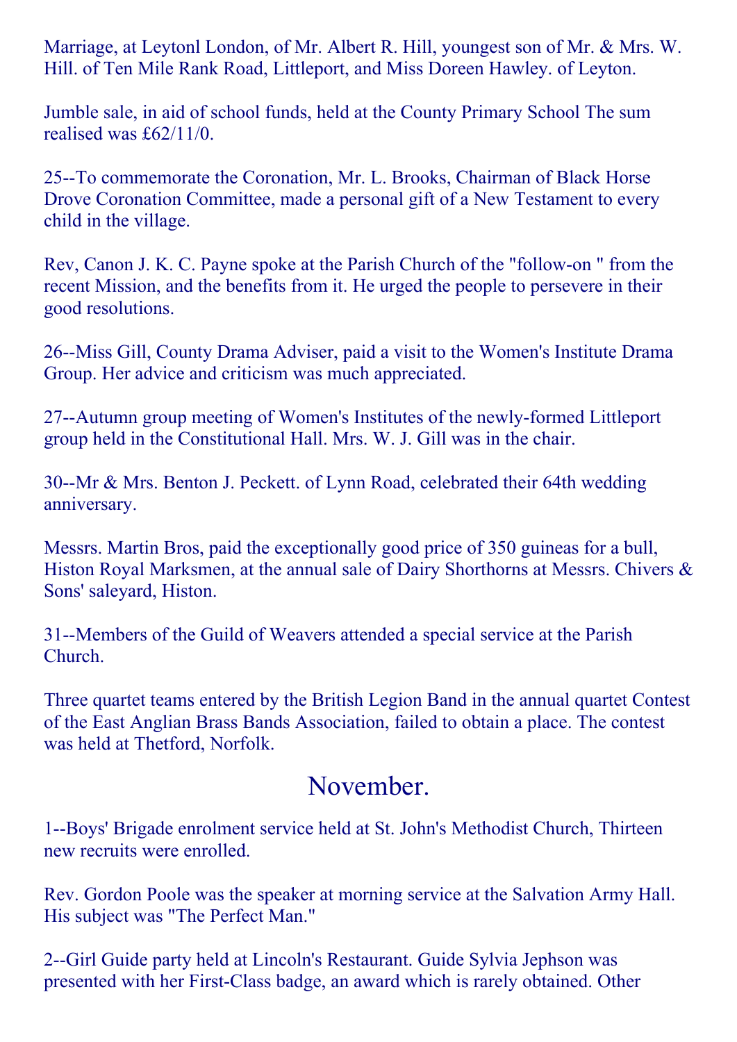Marriage, at Leytonl London, of Mr. Albert R. Hill, youngest son of Mr. & Mrs. W. Hill. of Ten Mile Rank Road, Littleport, and Miss Doreen Hawley. of Leyton.

Jumble sale, in aid of school funds, held at the County Primary School The sum realised was £62/11/0.

25--To commemorate the Coronation, Mr. L. Brooks, Chairman of Black Horse Drove Coronation Committee, made a personal gift of a New Testament to every child in the village.

Rev, Canon J. K. C. Payne spoke at the Parish Church of the "follow-on " from the recent Mission, and the benefits from it. He urged the people to persevere in their good resolutions.

26--Miss Gill, County Drama Adviser, paid a visit to the Women's Institute Drama Group. Her advice and criticism was much appreciated.

27--Autumn group meeting of Women's Institutes of the newly-formed Littleport group held in the Constitutional Hall. Mrs. W. J. Gill was in the chair.

30--Mr & Mrs. Benton J. Peckett. of Lynn Road, celebrated their 64th wedding anniversary.

Messrs. Martin Bros, paid the exceptionally good price of 350 guineas for a bull, Histon Royal Marksmen, at the annual sale of Dairy Shorthorns at Messrs. Chivers & Sons' saleyard, Histon.

31--Members of the Guild of Weavers attended a special service at the Parish Church.

Three quartet teams entered by the British Legion Band in the annual quartet Contest of the East Anglian Brass Bands Association, failed to obtain a place. The contest was held at Thetford, Norfolk.

## November.

1--Boys' Brigade enrolment service held at St. John's Methodist Church, Thirteen new recruits were enrolled.

Rev. Gordon Poole was the speaker at morning service at the Salvation Army Hall. His subject was "The Perfect Man."

2--Girl Guide party held at Lincoln's Restaurant. Guide Sylvia Jephson was presented with her First-Class badge, an award which is rarely obtained. Other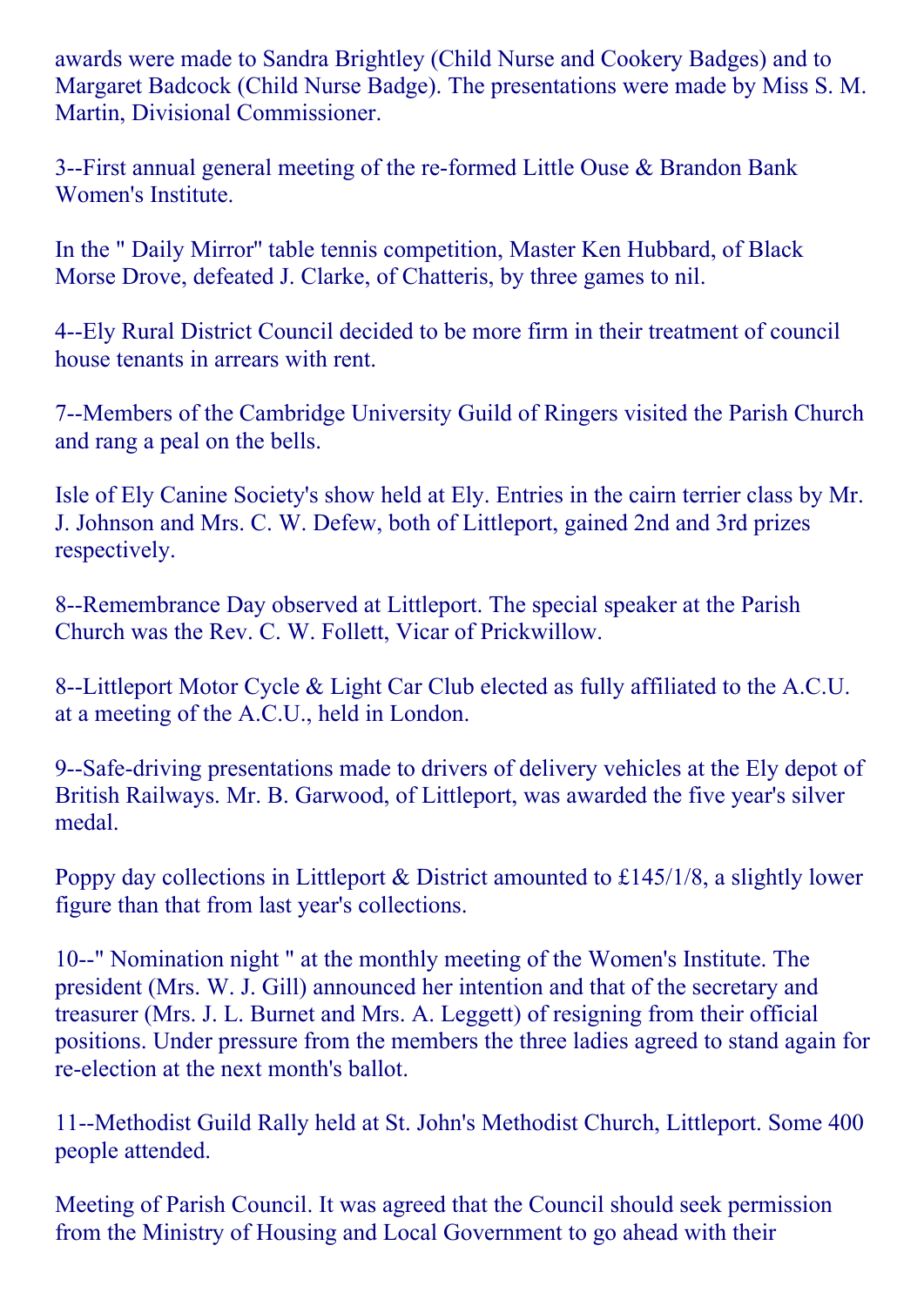awards were made to Sandra Brightley (Child Nurse and Cookery Badges) and to Margaret Badcock (Child Nurse Badge). The presentations were made by Miss S. M. Martin, Divisional Commissioner.

3--First annual general meeting of the re-formed Little Ouse & Brandon Bank Women's Institute.

In the " Daily Mirror" table tennis competition, Master Ken Hubbard, of Black Morse Drove, defeated J. Clarke, of Chatteris, by three games to nil.

4--Ely Rural District Council decided to be more firm in their treatment of council house tenants in arrears with rent.

7--Members of the Cambridge University Guild of Ringers visited the Parish Church and rang a peal on the bells.

Isle of Ely Canine Society's show held at Ely. Entries in the cairn terrier class by Mr. J. Johnson and Mrs. C. W. Defew, both of Littleport, gained 2nd and 3rd prizes respectively.

8--Remembrance Day observed at Littleport. The special speaker at the Parish Church was the Rev. C. W. Follett, Vicar of Prickwillow.

8--Littleport Motor Cycle & Light Car Club elected as fully affiliated to the A.C.U. at a meeting of the A.C.U., held in London.

9--Safe-driving presentations made to drivers of delivery vehicles at the Ely depot of British Railways. Mr. B. Garwood, of Littleport, was awarded the five year's silver medal.

Poppy day collections in Littleport & District amounted to £145/1/8, a slightly lower figure than that from last year's collections.

10--" Nomination night " at the monthly meeting of the Women's Institute. The president (Mrs. W. J. Gill) announced her intention and that of the secretary and treasurer (Mrs. J. L. Burnet and Mrs. A. Leggett) of resigning from their official positions. Under pressure from the members the three ladies agreed to stand again for re-election at the next month's ballot.

11--Methodist Guild Rally held at St. John's Methodist Church, Littleport. Some 400 people attended.

Meeting of Parish Council. It was agreed that the Council should seek permission from the Ministry of Housing and Local Government to go ahead with their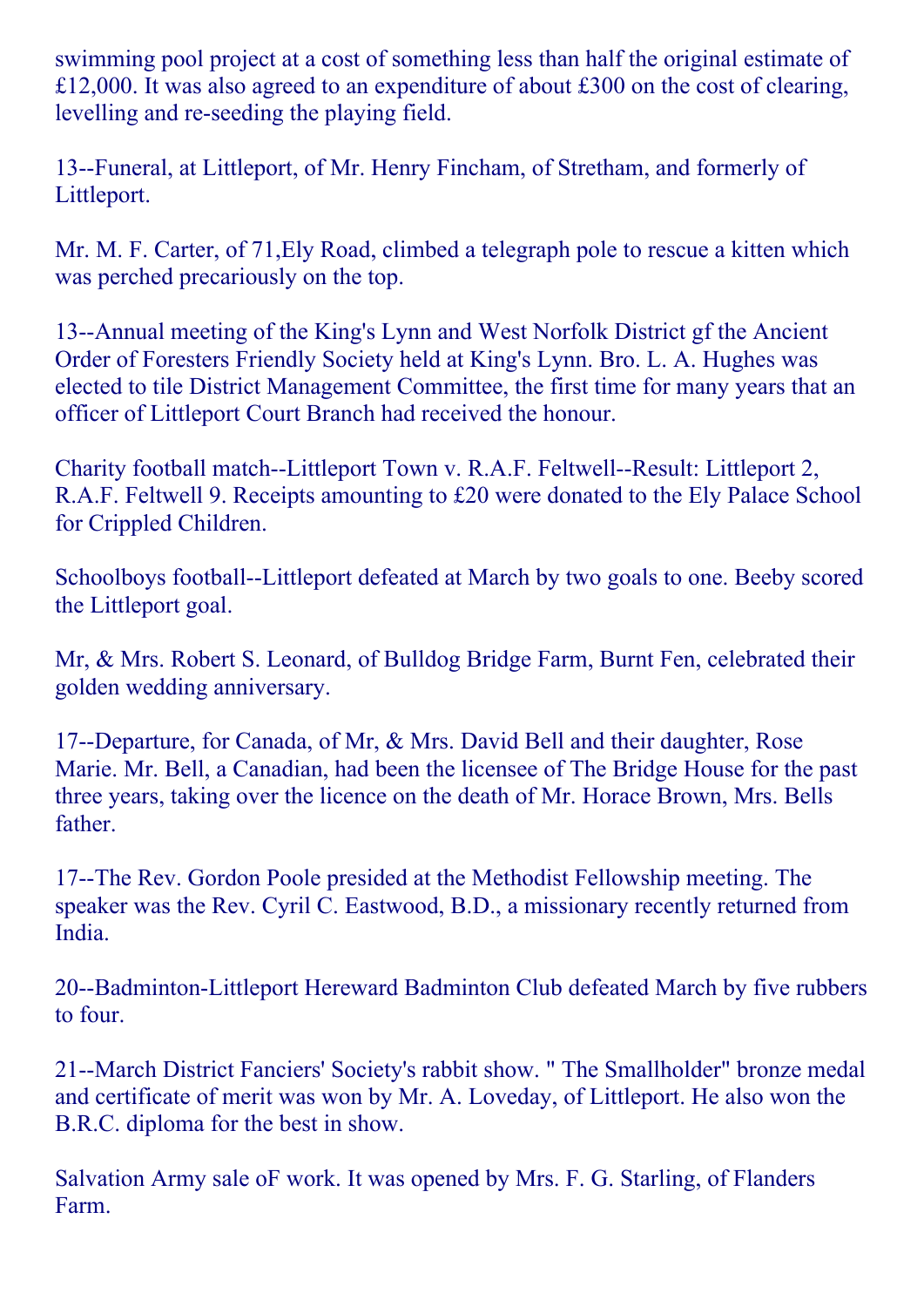swimming pool project at a cost of something less than half the original estimate of £12,000. It was also agreed to an expenditure of about £300 on the cost of clearing, levelling and re-seeding the playing field.

13--Funeral, at Littleport, of Mr. Henry Fincham, of Stretham, and formerly of Littleport.

Mr. M. F. Carter, of 71,Ely Road, climbed a telegraph pole to rescue a kitten which was perched precariously on the top.

13--Annual meeting of the King's Lynn and West Norfolk District gf the Ancient Order of Foresters Friendly Society held at King's Lynn. Bro. L. A. Hughes was elected to tile District Management Committee, the first time for many years that an officer of Littleport Court Branch had received the honour.

Charity football match--Littleport Town v. R.A.F. Feltwell--Result: Littleport 2, R.A.F. Feltwell 9. Receipts amounting to £20 were donated to the Ely Palace School for Crippled Children.

Schoolboys football--Littleport defeated at March by two goals to one. Beeby scored the Littleport goal.

Mr, & Mrs. Robert S. Leonard, of Bulldog Bridge Farm, Burnt Fen, celebrated their golden wedding anniversary.

17--Departure, for Canada, of Mr, & Mrs. David Bell and their daughter, Rose Marie. Mr. Bell, a Canadian, had been the licensee of The Bridge House for the past three years, taking over the licence on the death of Mr. Horace Brown, Mrs. Bells father.

17--The Rev. Gordon Poole presided at the Methodist Fellowship meeting. The speaker was the Rev. Cyril C. Eastwood, B.D., a missionary recently returned from India.

20--Badminton-Littleport Hereward Badminton Club defeated March by five rubbers to four.

21--March District Fanciers' Society's rabbit show. " The Smallholder" bronze medal and certificate of merit was won by Mr. A. Loveday, of Littleport. He also won the B.R.C. diploma for the best in show.

Salvation Army sale oF work. It was opened by Mrs. F. G. Starling, of Flanders Farm.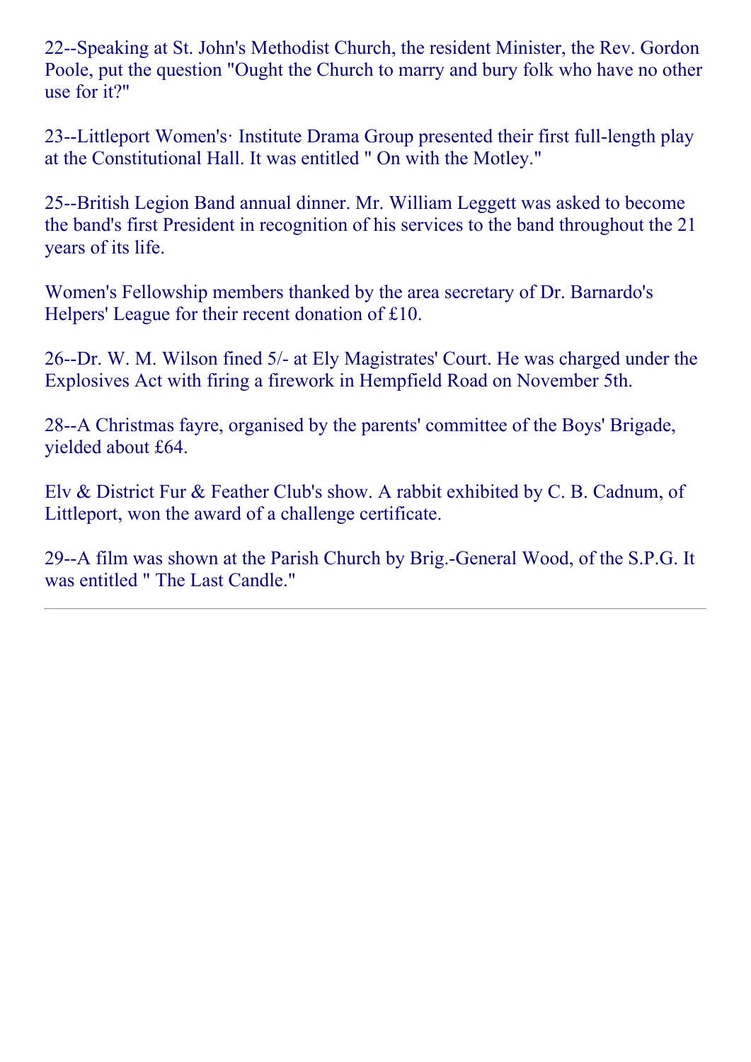22--Speaking at St. John's Methodist Church, the resident Minister, the Rev. Gordon Poole, put the question "Ought the Church to marry and bury folk who have no other use for it?"

23--Littleport Women's· Institute Drama Group presented their first full-length play at the Constitutional Hall. It was entitled " On with the Motley."

25--British Legion Band annual dinner. Mr. William Leggett was asked to become the band's first President in recognition of his services to the band throughout the 21 years of its life.

Women's Fellowship members thanked by the area secretary of Dr. Barnardo's Helpers' League for their recent donation of £10.

26--Dr. W. M. Wilson fined 5/- at Ely Magistrates' Court. He was charged under the Explosives Act with firing a firework in Hempfield Road on November 5th.

28--A Christmas fayre, organised by the parents' committee of the Boys' Brigade, yielded about £64.

Elv & District Fur & Feather Club's show. A rabbit exhibited by C. B. Cadnum, of Littleport, won the award of a challenge certificate.

29--A film was shown at the Parish Church by Brig.-General Wood, of the S.P.G. It was entitled " The Last Candle."

---